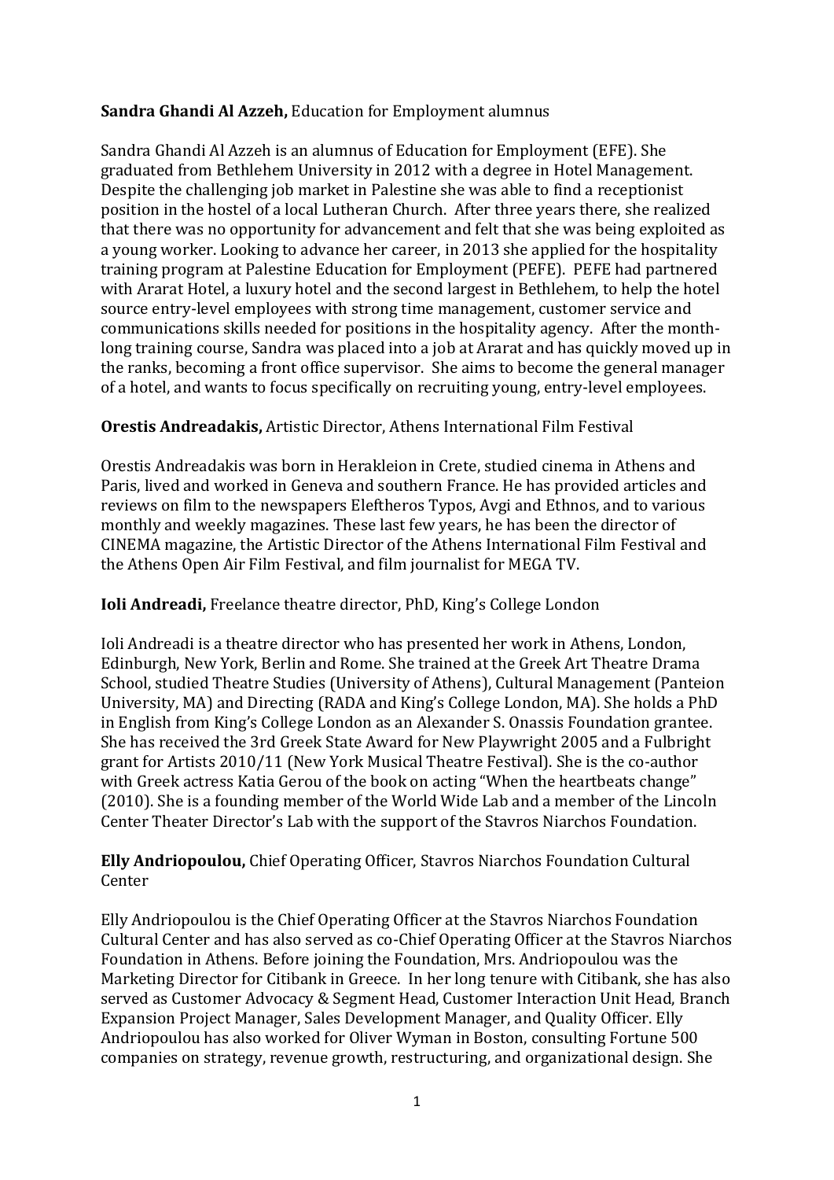**Sandra Ghandi Al Azzeh,** Education for Employment alumnus

Sandra Ghandi Al Azzeh is an alumnus of Education for Employment (EFE). She graduated from Bethlehem University in 2012 with a degree in Hotel Management. Despite the challenging job market in Palestine she was able to find a receptionist position in the hostel of a local Lutheran Church. After three years there, she realized that there was no opportunity for advancement and felt that she was being exploited as a young worker. Looking to advance her career, in 2013 she applied for the hospitality training program at Palestine Education for Employment (PEFE). PEFE had partnered with Ararat Hotel, a luxury hotel and the second largest in Bethlehem, to help the hotel source entry-level employees with strong time management, customer service and communications skills needed for positions in the hospitality agency. After the month-long training course, Sandra was placed into a job at Ararat and has quickly moved up in the ranks, becoming a front office supervisor. She aims to become the general manager of a hotel, and wants to focus specifically on recruiting young, entry-level employees.

**Orestis Andreadakis,** Artistic Director, Athens International Film Festival

Orestis Andreadakis was born in Herakleion in Crete, studied cinema in Athens and Paris, lived and worked in Geneva and southern France. He has provided articles and reviews on film to the newspapers Eleftheros Typos, Avgi and Ethnos, and to various monthly and weekly magazines. These last few years, he has been the director of CINEMA magazine, the Artistic Director of the Athens International Film Festival and the Athens Open Air Film Festival, and film journalist for MEGA TV.

**Ioli Andreadi,** Freelance theatre director, PhD, King's College London

Ioli Andreadi is a theatre director who has presented her work in Athens, London, Edinburgh, New York, Berlin and Rome. She trained at the Greek Art Theatre Drama School, studied Theatre Studies (University of Athens), Cultural Management (Panteion University, MA) and Directing (RADA and King's College London, MA). She holds a PhD in English from King's College London as an Alexander S. Onassis Foundation grantee. She has received the 3rd Greek State Award for New Playwright 2005 and a Fulbright grant for Artists 2010/11 (New York Musical Theatre Festival). She is the co-author with Greek actress Katia Gerou of the book on acting "When the heartbeats change" (2010). She is a founding member of the World Wide Lab and a member of the Lincoln Center Theater Director's Lab with the support of the Stavros Niarchos Foundation.

**Elly Andriopoulou,** Chief Operating Officer, Stavros Niarchos Foundation Cultural Center

Elly Andriopoulou is the Chief Operating Officer at the Stavros Niarchos Foundation Cultural Center and has also served as co-Chief Operating Officer at the Stavros Niarchos Foundation in Athens. Before joining the Foundation, Mrs. Andriopoulou was the Marketing Director for Citibank in Greece. In her long tenure with Citibank, she has also served as Customer Advocacy & Segment Head, Customer Interaction Unit Head, Branch Expansion Project Manager, Sales Development Manager, and Quality Officer. Elly Andriopoulou has also worked for Oliver Wyman in Boston, consulting Fortune 500 companies on strategy, revenue growth, restructuring, and organizational design. She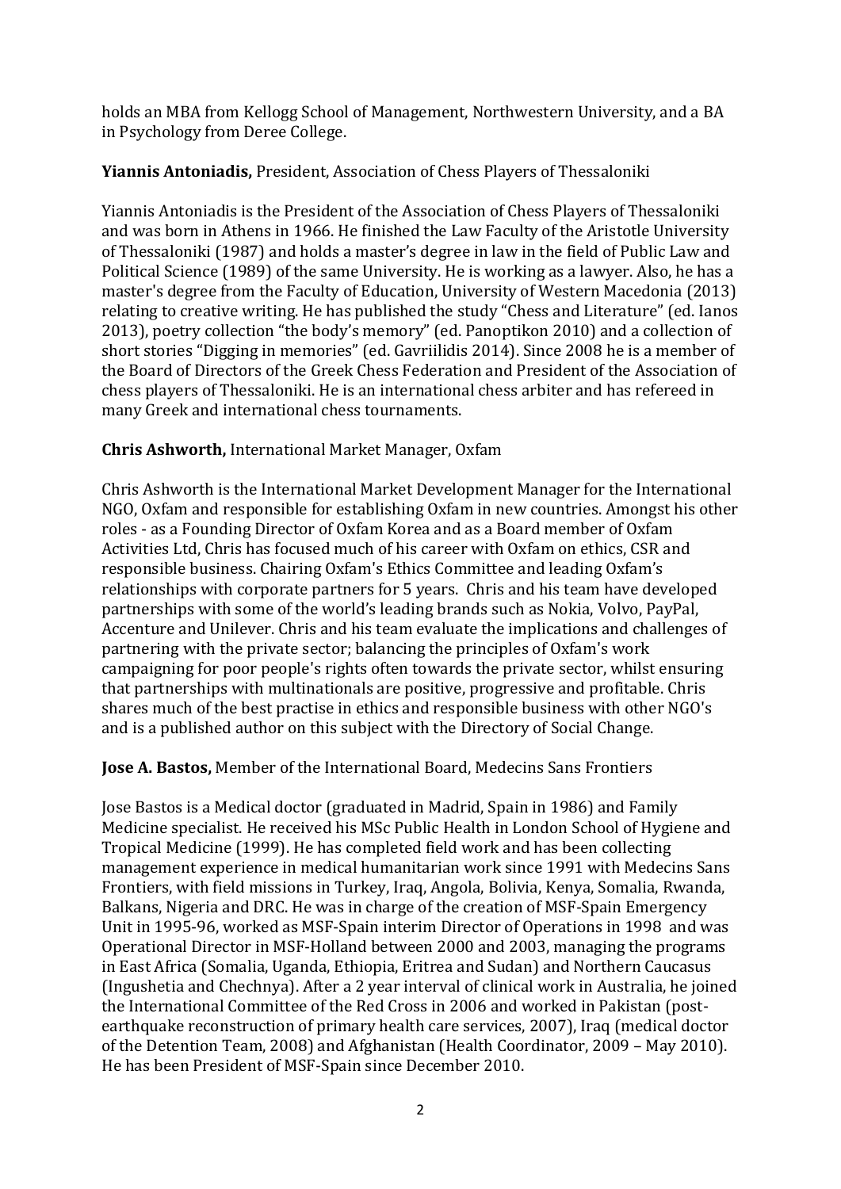holds an MBA from Kellogg School of Management, Northwestern University, and a BA in Psychology from Deree College.

**Yiannis Antoniadis,** President, Association of Chess Players of Thessaloniki

Yiannis Antoniadis is the President of the Association of Chess Players of Thessaloniki and was born in Athens in 1966. He finished the Law Faculty of the Aristotle University of Thessaloniki (1987) and holds a master's degree in law in the field of Public Law and Political Science (1989) of the same University. He is working as a lawyer. Also, he has a master's degree from the Faculty of Education, University of Western Macedonia (2013) relating to creative writing. He has published the study "Chess and Literature" (ed. Ianos 2013), poetry collection "the body's memory" (ed. Panoptikon 2010) and a collection of short stories "Digging in memories" (ed. Gavriilidis 2014). Since 2008 he is a member of the Board of Directors of the Greek Chess Federation and President of the Association of chess players of Thessaloniki. He is an international chess arbiter and has refereed in many Greek and international chess tournaments.

**Chris Ashworth,** International Market Manager, Oxfam

Chris Ashworth is the International Market Development Manager for the International NGO, Oxfam and responsible for establishing Oxfam in new countries. Amongst his other roles - as a Founding Director of Oxfam Korea and as a Board member of Oxfam Activities Ltd, Chris has focused much of his career with Oxfam on ethics, CSR and responsible business. Chairing Oxfam's Ethics Committee and leading Oxfam's relationships with corporate partners for 5 years. Chris and his team have developed partnerships with some of the world's leading brands such as Nokia, Volvo, PayPal, Accenture and Unilever. Chris and his team evaluate the implications and challenges of partnering with the private sector; balancing the principles of Oxfam's work campaigning for poor people's rights often towards the private sector, whilst ensuring that partnerships with multinationals are positive, progressive and profitable. Chris shares much of the best practise in ethics and responsible business with other NGO's and is a published author on this subject with the Directory of Social Change.

**Jose A. Bastos,** Member of the International Board, Medecins Sans Frontiers

Jose Bastos is a Medical doctor (graduated in Madrid, Spain in 1986) and Family Medicine specialist. He received his MSc Public Health in London School of Hygiene and Tropical Medicine (1999). He has completed field work and has been collecting management experience in medical humanitarian work since 1991 with Medecins Sans Frontiers, with field missions in Turkey, Iraq, Angola, Bolivia, Kenya, Somalia, Rwanda, Balkans, Nigeria and DRC. He was in charge of the creation of MSF-Spain Emergency Unit in 1995-96, worked as MSF-Spain interim Director of Operations in 1998 and was Operational Director in MSF-Holland between 2000 and 2003, managing the programs in East Africa (Somalia, Uganda, Ethiopia, Eritrea and Sudan) and Northern Caucasus (Ingushetia and Chechnya). After a 2 year interval of clinical work in Australia, he joined the International Committee of the Red Cross in 2006 and worked in Pakistan (post-earthquake reconstruction of primary health care services, 2007), Iraq (medical doctor of the Detention Team, 2008) and Afghanistan (Health Coordinator, 2009 – May 2010). He has been President of MSF-Spain since December 2010.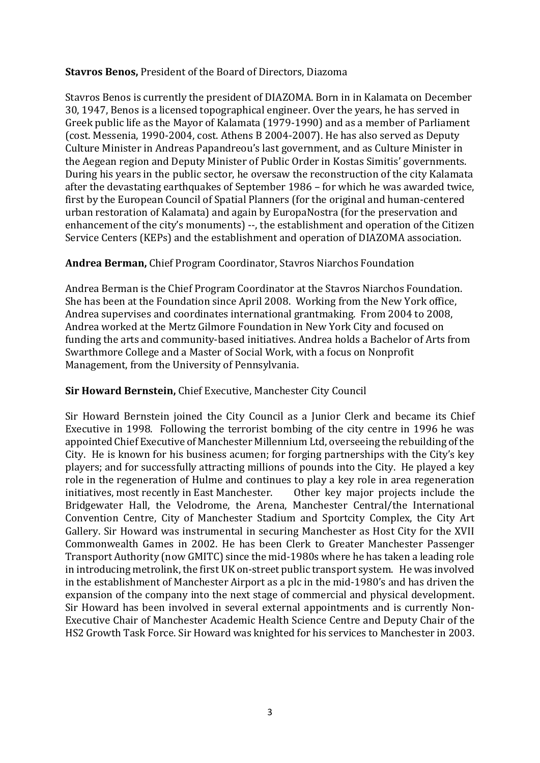**Stavros Benos,** President of the Board of Directors, Diazoma

Stavros Benos is currently the president of DIAZOMA. Born in in Kalamata on December 30, 1947, Benos is a licensed topographical engineer. Over the years, he has served in Greek public life as the Mayor of Kalamata (1979-1990) and as a member of Parliament (cost. Messenia, 1990-2004, cost. Athens B 2004-2007). He has also served as Deputy Culture Minister in Andreas Papandreou's last government, and as Culture Minister in the Aegean region and Deputy Minister of Public Order in Kostas Simitis' governments. During his years in the public sector, he oversaw the reconstruction of the city Kalamata after the devastating earthquakes of September 1986 – for which he was awarded twice, first by the European Council of Spatial Planners (for the original and human-centered urban restoration of Kalamata) and again by EuropaNostra (for the preservation and enhancement of the city's monuments) --, the establishment and operation of the Citizen Service Centers (KEPs) and the establishment and operation of DIAZOMA association.

**Andrea Berman,** Chief Program Coordinator, Stavros Niarchos Foundation

Andrea Berman is the Chief Program Coordinator at the Stavros Niarchos Foundation. She has been at the Foundation since April 2008. Working from the New York office, Andrea supervises and coordinates international grantmaking. From 2004 to 2008, Andrea worked at the Mertz Gilmore Foundation in New York City and focused on funding the arts and community-based initiatives. Andrea holds a Bachelor of Arts from Swarthmore College and a Master of Social Work, with a focus on Nonprofit Management, from the University of Pennsylvania.

**Sir Howard Bernstein,** Chief Executive, Manchester City Council

Sir Howard Bernstein joined the City Council as a Junior Clerk and became its Chief Executive in 1998. Following the terrorist bombing of the city centre in 1996 he was appointed Chief Executive of Manchester Millennium Ltd, overseeing the rebuilding of the City. He is known for his business acumen; for forging partnerships with the City's key players; and for successfully attracting millions of pounds into the City. He played a key role in the regeneration of Hulme and continues to play a key role in area regeneration initiatives, most recently in East Manchester. Other key major projects include the Bridgewater Hall, the Velodrome, the Arena, Manchester Central/the International Convention Centre, City of Manchester Stadium and Sportcity Complex, the City Art Gallery. Sir Howard was instrumental in securing Manchester as Host City for the XVII Commonwealth Games in 2002. He has been Clerk to Greater Manchester Passenger Transport Authority (now GMITC) since the mid-1980s where he has taken a leading role in introducing metrolink, the first UK on-street public transport system. He was involved in the establishment of Manchester Airport as a plc in the mid-1980's and has driven the expansion of the company into the next stage of commercial and physical development. Sir Howard has been involved in several external appointments and is currently Non-Executive Chair of Manchester Academic Health Science Centre and Deputy Chair of the HS2 Growth Task Force. Sir Howard was knighted for his services to Manchester in 2003.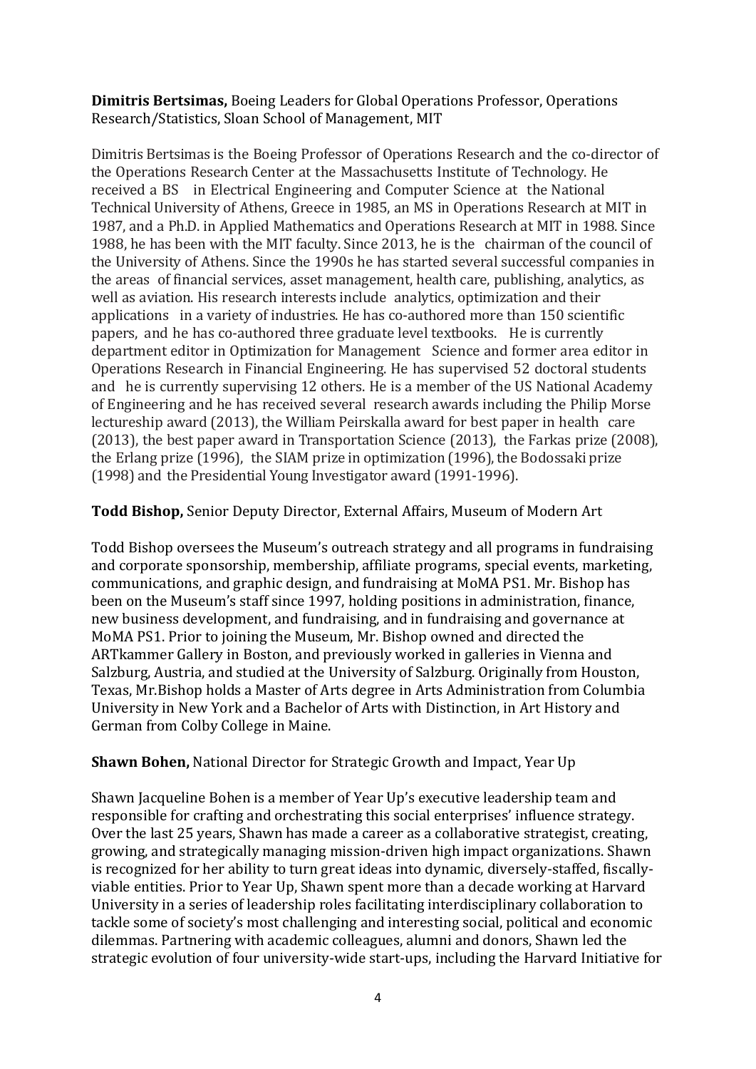**Dimitris Bertsimas,** Boeing Leaders for Global Operations Professor, Operations Research/Statistics, Sloan School of Management, MIT

Dimitris Bertsimas is the Boeing Professor of Operations Research and the co-director of the Operations Research Center at the Massachusetts Institute of Technology. He received a BS in Electrical Engineering and Computer Science at the National Technical University of Athens, Greece in 1985, an MS in Operations Research at MIT in 1987, and a Ph.D. in Applied Mathematics and Operations Research at MIT in 1988. Since 1988, he has been with the MIT faculty. Since 2013, he is the chairman of the council of the University of Athens. Since the 1990s he has started several successful companies in the areas of financial services, asset management, health care, publishing, analytics, as well as aviation. His research interests include analytics, optimization and their applications in a variety of industries. He has co-authored more than 150 scientific papers, and he has co-authored three graduate level textbooks. He is currently department editor in Optimization for Management Science and former area editor in Operations Research in Financial Engineering. He has supervised 52 doctoral students and he is currently supervising 12 others. He is a member of the US National Academy of Engineering and he has received several research awards including the Philip Morse lectureship award (2013), the William Peirskalla award for best paper in health care (2013), the best paper award in Transportation Science (2013), the Farkas prize (2008), the Erlang prize (1996), the SIAM prize in optimization (1996), the Bodossaki prize (1998) and the Presidential Young Investigator award (1991-1996).

**Todd Bishop,** Senior Deputy Director, External Affairs, Museum of Modern Art

Todd Bishop oversees the Museum's outreach strategy and all programs in fundraising and corporate sponsorship, membership, affiliate programs, special events, marketing, communications, and graphic design, and fundraising at MoMA PS1. Mr. Bishop has been on the Museum's staff since 1997, holding positions in administration, finance, new business development, and fundraising, and in fundraising and governance at MoMA PS1. Prior to joining the Museum, Mr. Bishop owned and directed the ARTkammer Gallery in Boston, and previously worked in galleries in Vienna and Salzburg, Austria, and studied at the University of Salzburg. Originally from Houston, Texas, Mr.Bishop holds a Master of Arts degree in Arts Administration from Columbia University in New York and a Bachelor of Arts with Distinction, in Art History and German from Colby College in Maine.

**Shawn Bohen,** National Director for Strategic Growth and Impact, Year Up

Shawn Jacqueline Bohen is a member of Year Up's executive leadership team and responsible for crafting and orchestrating this social enterprises' influence strategy. Over the last 25 years, Shawn has made a career as a collaborative strategist, creating, growing, and strategically managing mission-driven high impact organizations. Shawn is recognized for her ability to turn great ideas into dynamic, diversely-staffed, fiscally-viable entities. Prior to Year Up, Shawn spent more than a decade working at Harvard University in a series of leadership roles facilitating interdisciplinary collaboration to tackle some of society's most challenging and interesting social, political and economic dilemmas. Partnering with academic colleagues, alumni and donors, Shawn led the strategic evolution of four university-wide start-ups, including the Harvard Initiative for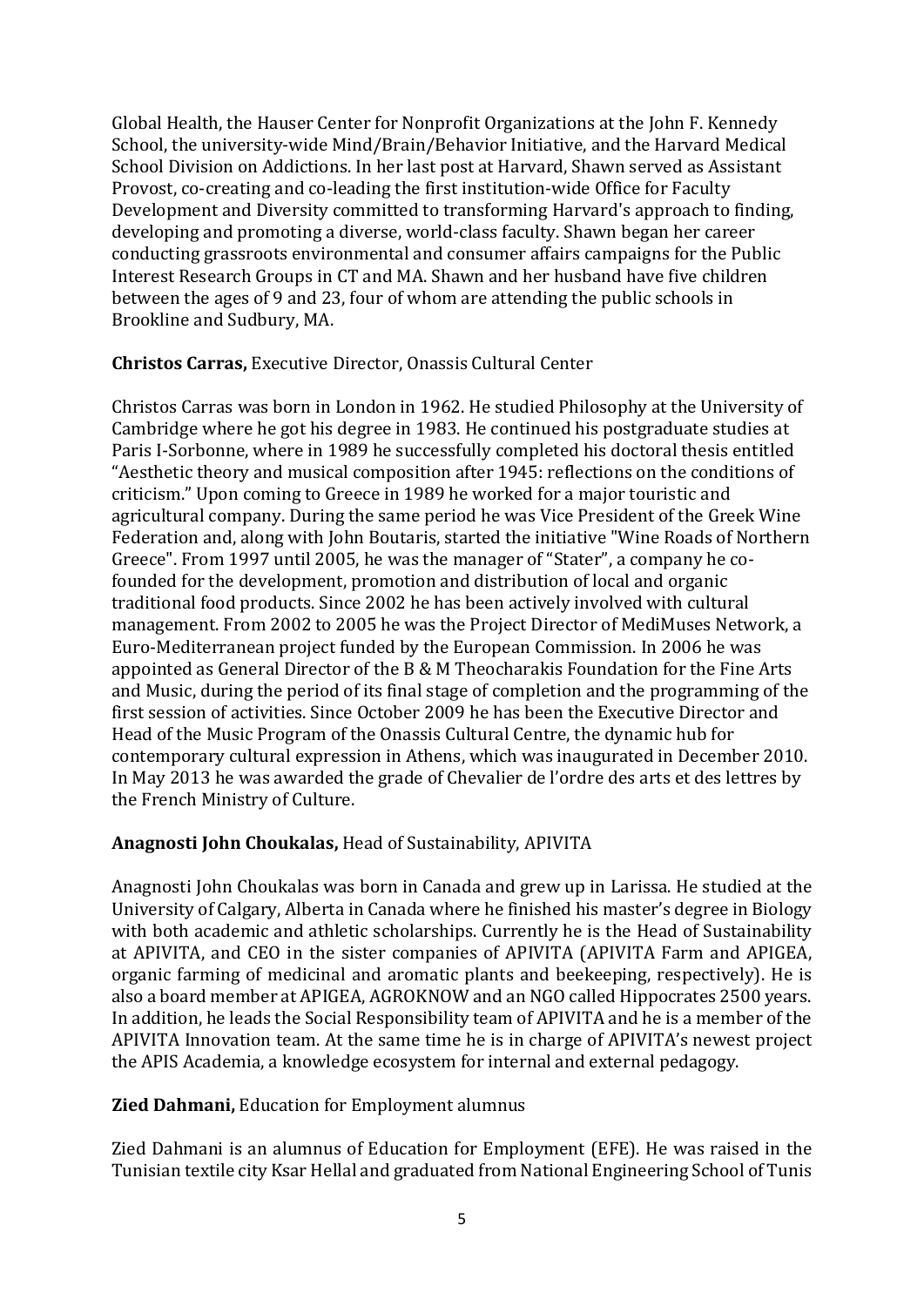Global Health, the Hauser Center for Nonprofit Organizations at the John F. Kennedy School, the university-wide Mind/Brain/Behavior Initiative, and the Harvard Medical School Division on Addictions. In her last post at Harvard, Shawn served as Assistant Provost, co-creating and co-leading the first institution-wide Office for Faculty Development and Diversity committed to transforming Harvard's approach to finding, developing and promoting a diverse, world-class faculty. Shawn began her career conducting grassroots environmental and consumer affairs campaigns for the Public Interest Research Groups in CT and MA. Shawn and her husband have five children between the ages of 9 and 23, four of whom are attending the public schools in Brookline and Sudbury, MA.

**Christos Carras,** Executive Director, Onassis Cultural Center

Christos Carras was born in London in 1962. He studied Philosophy at the University of Cambridge where he got his degree in 1983. He continued his postgraduate studies at Paris I-Sorbonne, where in 1989 he successfully completed his doctoral thesis entitled "Aesthetic theory and musical composition after 1945: reflections on the conditions of criticism." Upon coming to Greece in 1989 he worked for a major touristic and agricultural company. During the same period he was Vice President of the Greek Wine Federation and, along with John Boutaris, started the initiative "Wine Roads of Northern Greece". From 1997 until 2005, he was the manager of "Stater", a company he co-founded for the development, promotion and distribution of local and organic traditional food products. Since 2002 he has been actively involved with cultural management. From 2002 to 2005 he was the Project Director of MediMuses Network, a Euro-Mediterranean project funded by the European Commission. In 2006 he was appointed as General Director of the B & M Theocharakis Foundation for the Fine Arts and Music, during the period of its final stage of completion and the programming of the first session of activities. Since October 2009 he has been the Executive Director and Head of the Music Program of the Onassis Cultural Centre, the dynamic hub for contemporary cultural expression in Athens, which was inaugurated in December 2010. In May 2013 he was awarded the grade of Chevalier de l'ordre des arts et des lettres by the French Ministry of Culture.

**Anagnosti John Choukalas,** Head of Sustainability, APIVITA

Anagnosti John Choukalas was born in Canada and grew up in Larissa. He studied at the University of Calgary, Alberta in Canada where he finished his master's degree in Biology with both academic and athletic scholarships. Currently he is the Head of Sustainability at APIVITA, and CEO in the sister companies of APIVITA (APIVITA Farm and APIGEA, organic farming of medicinal and aromatic plants and beekeeping, respectively). He is also a board member at APIGEA, AGROKNOW and an NGO called Hippocrates 2500 years. In addition, he leads the Social Responsibility team of APIVITA and he is a member of the APIVITA Innovation team. At the same time he is in charge of APIVITA's newest project the APIS Academia, a knowledge ecosystem for internal and external pedagogy.

**Zied Dahmani,** Education for Employment alumnus

Zied Dahmani is an alumnus of Education for Employment (EFE). He was raised in the Tunisian textile city Ksar Hellal and graduated from National Engineering School of Tunis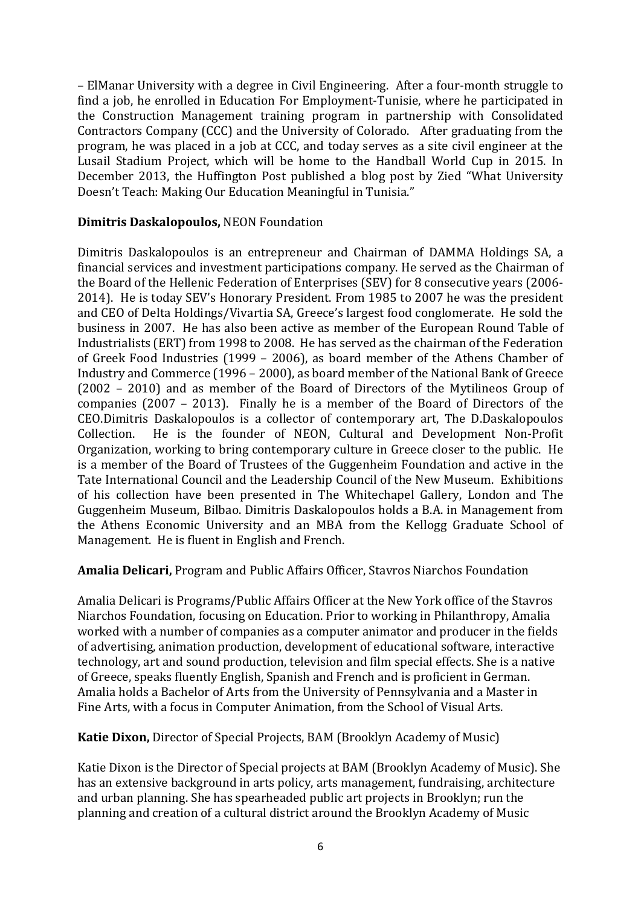– ElManar University with a degree in Civil Engineering. After a four-month struggle to find a job, he enrolled in Education For Employment-Tunisie, where he participated in the Construction Management training program in partnership with Consolidated Contractors Company (CCC) and the University of Colorado. After graduating from the program, he was placed in a job at CCC, and today serves as a site civil engineer at the Lusail Stadium Project, which will be home to the Handball World Cup in 2015. In December 2013, the Huffington Post published a blog post by Zied "What University Doesn't Teach: Making Our Education Meaningful in Tunisia."

**Dimitris Daskalopoulos,** NEON Foundation

Dimitris Daskalopoulos is an entrepreneur and Chairman of DAMMA Holdings SA, a financial services and investment participations company. He served as the Chairman of the Board of the Hellenic Federation of Enterprises (SEV) for 8 consecutive years (2006-2014). He is today SEV's Honorary President. From 1985 to 2007 he was the president and CEO of Delta Holdings/Vivartia SA, Greece's largest food conglomerate. He sold the business in 2007. He has also been active as member of the European Round Table of Industrialists (ERT) from 1998 to 2008. He has served as the chairman of the Federation of Greek Food Industries (1999 – 2006), as board member of the Athens Chamber of Industry and Commerce (1996 – 2000), as board member of the National Bank of Greece (2002 – 2010) and as member of the Board of Directors of the Mytilineos Group of companies (2007 – 2013). Finally he is a member of the Board of Directors of the CEO.Dimitris Daskalopoulos is a collector of contemporary art, The D.Daskalopoulos Collection. He is the founder of NEON, Cultural and Development Non-Profit Organization, working to bring contemporary culture in Greece closer to the public. He is a member of the Board of Trustees of the Guggenheim Foundation and active in the Tate International Council and the Leadership Council of the New Museum. Exhibitions of his collection have been presented in The Whitechapel Gallery, London and The Guggenheim Museum, Bilbao. Dimitris Daskalopoulos holds a B.A. in Management from the Athens Economic University and an MBA from the Kellogg Graduate School of Management. He is fluent in English and French.

**Amalia Delicari,** Program and Public Affairs Officer, Stavros Niarchos Foundation

Amalia Delicari is Programs/Public Affairs Officer at the New York office of the Stavros Niarchos Foundation, focusing on Education. Prior to working in Philanthropy, Amalia worked with a number of companies as a computer animator and producer in the fields of advertising, animation production, development of educational software, interactive technology, art and sound production, television and film special effects. She is a native of Greece, speaks fluently English, Spanish and French and is proficient in German. Amalia holds a Bachelor of Arts from the University of Pennsylvania and a Master in Fine Arts, with a focus in Computer Animation, from the School of Visual Arts.

**Katie Dixon,** Director of Special Projects, BAM (Brooklyn Academy of Music)

Katie Dixon is the Director of Special projects at BAM (Brooklyn Academy of Music). She has an extensive background in arts policy, arts management, fundraising, architecture and urban planning. She has spearheaded public art projects in Brooklyn; run the planning and creation of a cultural district around the Brooklyn Academy of Music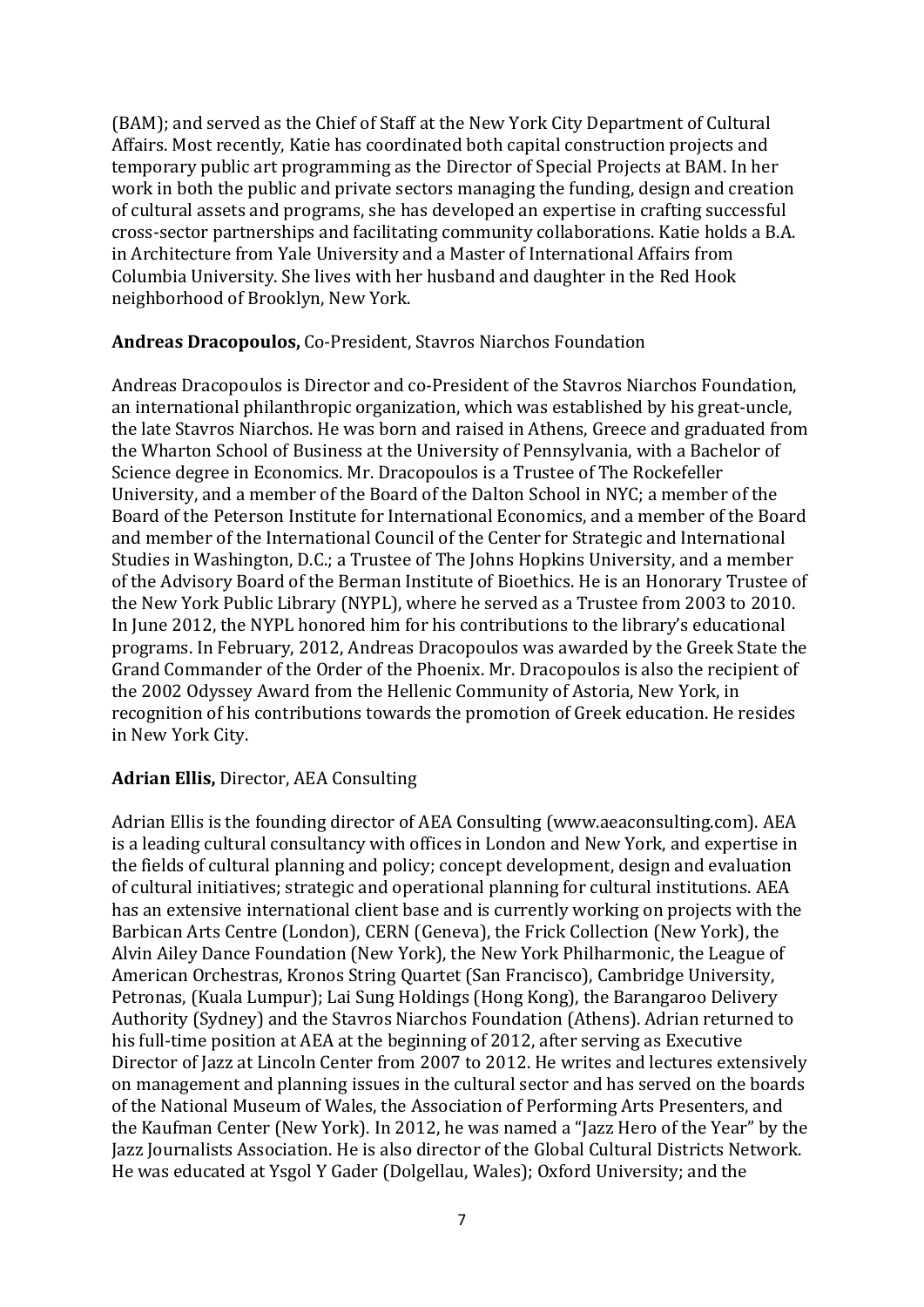(BAM); and served as the Chief of Staff at the New York City Department of Cultural Affairs. Most recently, Katie has coordinated both capital construction projects and temporary public art programming as the Director of Special Projects at BAM. In her work in both the public and private sectors managing the funding, design and creation of cultural assets and programs, she has developed an expertise in crafting successful cross-sector partnerships and facilitating community collaborations. Katie holds a B.A. in Architecture from Yale University and a Master of International Affairs from Columbia University. She lives with her husband and daughter in the Red Hook neighborhood of Brooklyn, New York.

**Andreas Dracopoulos,** Co-President, Stavros Niarchos Foundation

Andreas Dracopoulos is Director and co-President of the Stavros Niarchos Foundation, an international philanthropic organization, which was established by his great-uncle, the late Stavros Niarchos. He was born and raised in Athens, Greece and graduated from the Wharton School of Business at the University of Pennsylvania, with a Bachelor of Science degree in Economics. Mr. Dracopoulos is a Trustee of The Rockefeller University, and a member of the Board of the Dalton School in NYC; a member of the Board of the Peterson Institute for International Economics, and a member of the Board and member of the International Council of the Center for Strategic and International Studies in Washington, D.C.; a Trustee of The Johns Hopkins University, and a member of the Advisory Board of the Berman Institute of Bioethics. He is an Honorary Trustee of the New York Public Library (NYPL), where he served as a Trustee from 2003 to 2010. In June 2012, the NYPL honored him for his contributions to the library's educational programs. In February, 2012, Andreas Dracopoulos was awarded by the Greek State the Grand Commander of the Order of the Phoenix. Mr. Dracopoulos is also the recipient of the 2002 Odyssey Award from the Hellenic Community of Astoria, New York, in recognition of his contributions towards the promotion of Greek education. He resides in New York City.

**Adrian Ellis,** Director, AEA Consulting

Adrian Ellis is the founding director of AEA Consulting (www.aeaconsulting.com). AEA is a leading cultural consultancy with offices in London and New York, and expertise in the fields of cultural planning and policy; concept development, design and evaluation of cultural initiatives; strategic and operational planning for cultural institutions. AEA has an extensive international client base and is currently working on projects with the Barbican Arts Centre (London), CERN (Geneva), the Frick Collection (New York), the Alvin Ailey Dance Foundation (New York), the New York Philharmonic, the League of American Orchestras, Kronos String Quartet (San Francisco), Cambridge University, Petronas, (Kuala Lumpur); Lai Sung Holdings (Hong Kong), the Barangaroo Delivery Authority (Sydney) and the Stavros Niarchos Foundation (Athens). Adrian returned to his full-time position at AEA at the beginning of 2012, after serving as Executive Director of Jazz at Lincoln Center from 2007 to 2012. He writes and lectures extensively on management and planning issues in the cultural sector and has served on the boards of the National Museum of Wales, the Association of Performing Arts Presenters, and the Kaufman Center (New York). In 2012, he was named a "Jazz Hero of the Year" by the Jazz Journalists Association. He is also director of the Global Cultural Districts Network. He was educated at Ysgol Y Gader (Dolgellau, Wales); Oxford University; and the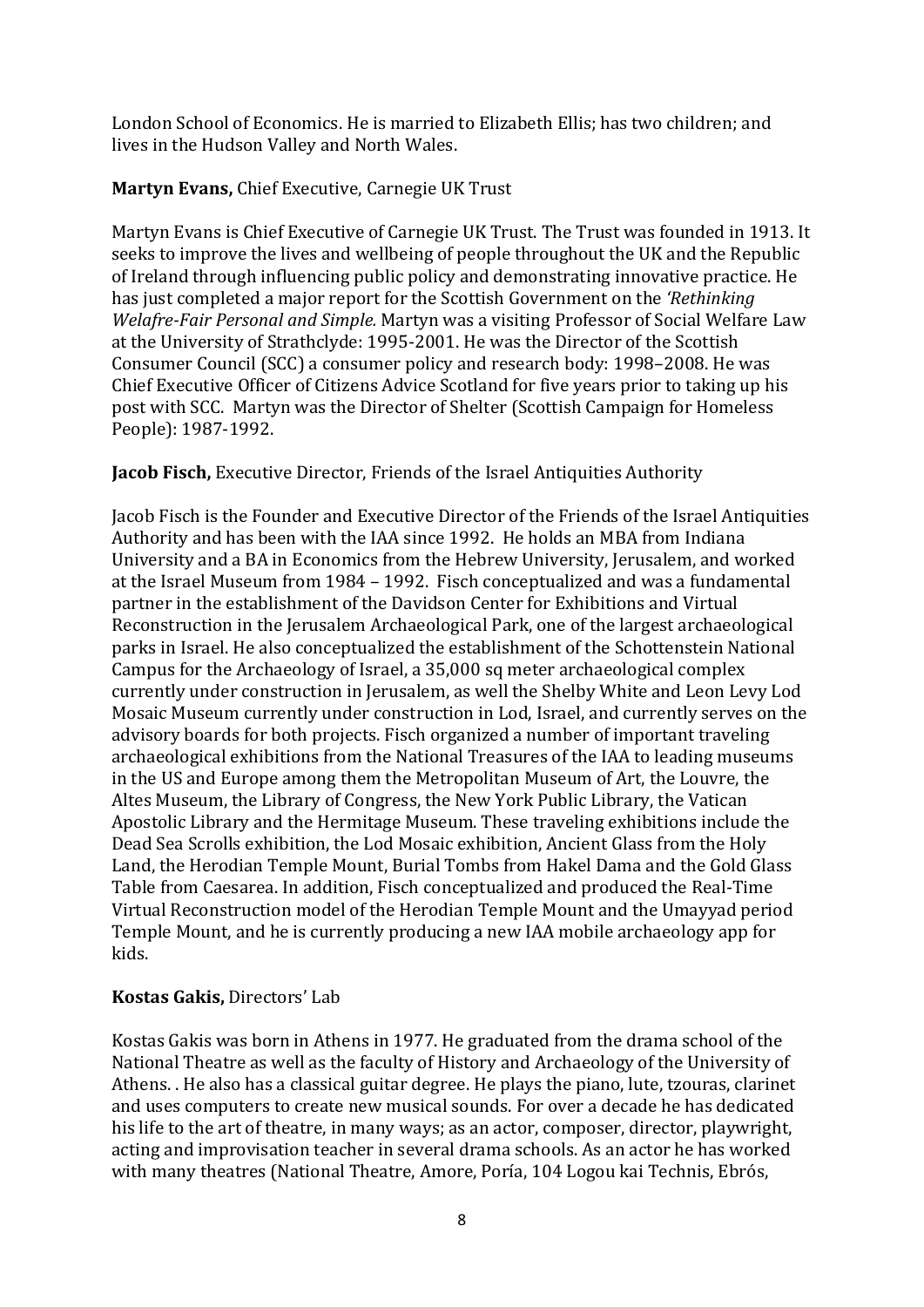London School of Economics. He is married to Elizabeth Ellis; has two children; and lives in the Hudson Valley and North Wales.

**Martyn Evans,** Chief Executive, Carnegie UK Trust

Martyn Evans is Chief Executive of Carnegie UK Trust. The Trust was founded in 1913. It seeks to improve the lives and wellbeing of people throughout the UK and the Republic of Ireland through influencing public policy and demonstrating innovative practice. He has just completed a major report for the Scottish Government on the *'Rethinking Welafre-Fair Personal and Simple.* Martyn was a visiting Professor of Social Welfare Law at the University of Strathclyde: 1995-2001. He was the Director of the Scottish Consumer Council (SCC) a consumer policy and research body: 1998–2008. He was Chief Executive Officer of Citizens Advice Scotland for five years prior to taking up his post with SCC. Martyn was the Director of Shelter (Scottish Campaign for Homeless People): 1987-1992.

**Jacob Fisch,** Executive Director, Friends of the Israel Antiquities Authority

Jacob Fisch is the Founder and Executive Director of the Friends of the Israel Antiquities Authority and has been with the IAA since 1992. He holds an MBA from Indiana University and a BA in Economics from the Hebrew University, Jerusalem, and worked at the Israel Museum from 1984 – 1992. Fisch conceptualized and was a fundamental partner in the establishment of the Davidson Center for Exhibitions and Virtual Reconstruction in the Jerusalem Archaeological Park, one of the largest archaeological parks in Israel. He also conceptualized the establishment of the Schottenstein National Campus for the Archaeology of Israel, a 35,000 sq meter archaeological complex currently under construction in Jerusalem, as well the Shelby White and Leon Levy Lod Mosaic Museum currently under construction in Lod, Israel, and currently serves on the advisory boards for both projects. Fisch organized a number of important traveling archaeological exhibitions from the National Treasures of the IAA to leading museums in the US and Europe among them the Metropolitan Museum of Art, the Louvre, the Altes Museum, the Library of Congress, the New York Public Library, the Vatican Apostolic Library and the Hermitage Museum. These traveling exhibitions include the Dead Sea Scrolls exhibition, the Lod Mosaic exhibition, Ancient Glass from the Holy Land, the Herodian Temple Mount, Burial Tombs from Hakel Dama and the Gold Glass Table from Caesarea. In addition, Fisch conceptualized and produced the Real-Time Virtual Reconstruction model of the Herodian Temple Mount and the Umayyad period Temple Mount, and he is currently producing a new IAA mobile archaeology app for kids.

**Kostas Gakis,** Directors' Lab

Kostas Gakis was born in Athens in 1977. He graduated from the drama school of the National Theatre as well as the faculty of History and Archaeology of the University of Athens. . He also has a classical guitar degree. He plays the piano, lute, tzouras, clarinet and uses computers to create new musical sounds. For over a decade he has dedicated his life to the art of theatre, in many ways; as an actor, composer, director, playwright, acting and improvisation teacher in several drama schools. As an actor he has worked with many theatres (National Theatre, Amore, Poría, 104 Logou kai Technis, Ebrós,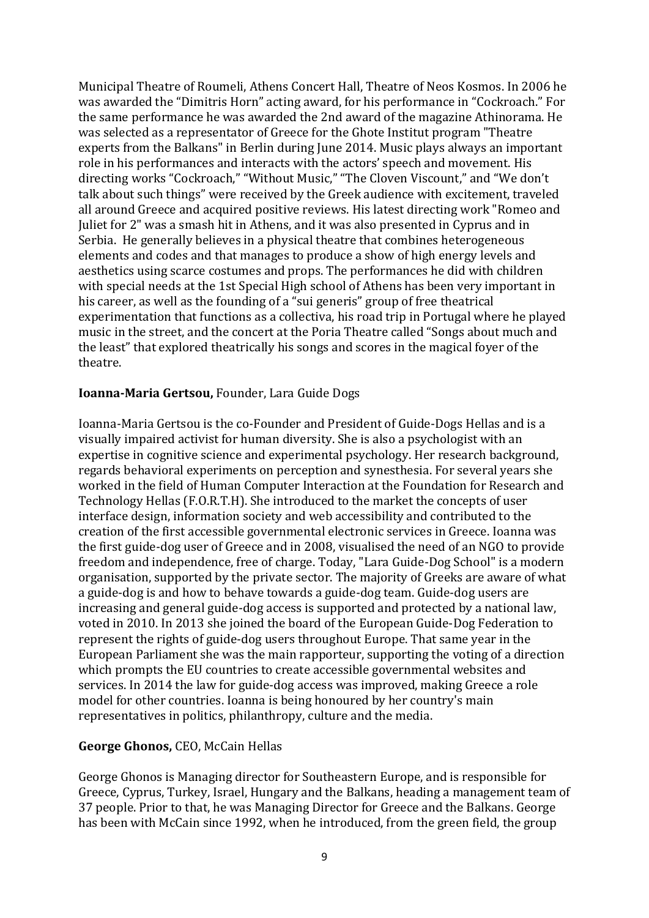Municipal Theatre of Roumeli, Athens Concert Hall, Theatre of Neos Kosmos. In 2006 he was awarded the "Dimitris Horn" acting award, for his performance in "Cockroach." For the same performance he was awarded the 2nd award of the magazine Athinorama. He was selected as a representator of Greece for the Ghote Institut program "Theatre experts from the Balkans" in Berlin during June 2014. Music plays always an important role in his performances and interacts with the actors' speech and movement. His directing works "Cockroach," "Without Music," "The Cloven Viscount," and "We don't talk about such things" were received by the Greek audience with excitement, traveled all around Greece and acquired positive reviews. His latest directing work "Romeo and Juliet for 2" was a smash hit in Athens, and it was also presented in Cyprus and in Serbia. He generally believes in a physical theatre that combines heterogeneous elements and codes and that manages to produce a show of high energy levels and aesthetics using scarce costumes and props. The performances he did with children with special needs at the 1st Special High school of Athens has been very important in his career, as well as the founding of a "sui generis" group of free theatrical experimentation that functions as a collectiva, his road trip in Portugal where he played music in the street, and the concert at the Poria Theatre called "Songs about much and the least" that explored theatrically his songs and scores in the magical foyer of the theatre.

**Ioanna-Maria Gertsou,** Founder, Lara Guide Dogs

Ioanna-Maria Gertsou is the co-Founder and President of Guide-Dogs Hellas and is a visually impaired activist for human diversity. She is also a psychologist with an expertise in cognitive science and experimental psychology. Her research background, regards behavioral experiments on perception and synesthesia. For several years she worked in the field of Human Computer Interaction at the Foundation for Research and Technology Hellas (F.O.R.T.H). She introduced to the market the concepts of user interface design, information society and web accessibility and contributed to the creation of the first accessible governmental electronic services in Greece. Ioanna was the first guide-dog user of Greece and in 2008, visualised the need of an NGO to provide freedom and independence, free of charge. Today, "Lara Guide-Dog School" is a modern organisation, supported by the private sector. The majority of Greeks are aware of what a guide-dog is and how to behave towards a guide-dog team. Guide-dog users are increasing and general guide-dog access is supported and protected by a national law, voted in 2010. In 2013 she joined the board of the European Guide-Dog Federation to represent the rights of guide-dog users throughout Europe. That same year in the European Parliament she was the main rapporteur, supporting the voting of a direction which prompts the EU countries to create accessible governmental websites and services. In 2014 the law for guide-dog access was improved, making Greece a role model for other countries. Ioanna is being honoured by her country's main representatives in politics, philanthropy, culture and the media.

**George Ghonos,** CEO, McCain Hellas

George Ghonos is Managing director for Southeastern Europe, and is responsible for Greece, Cyprus, Turkey, Israel, Hungary and the Balkans, heading a management team of 37 people. Prior to that, he was Managing Director for Greece and the Balkans. George has been with McCain since 1992, when he introduced, from the green field, the group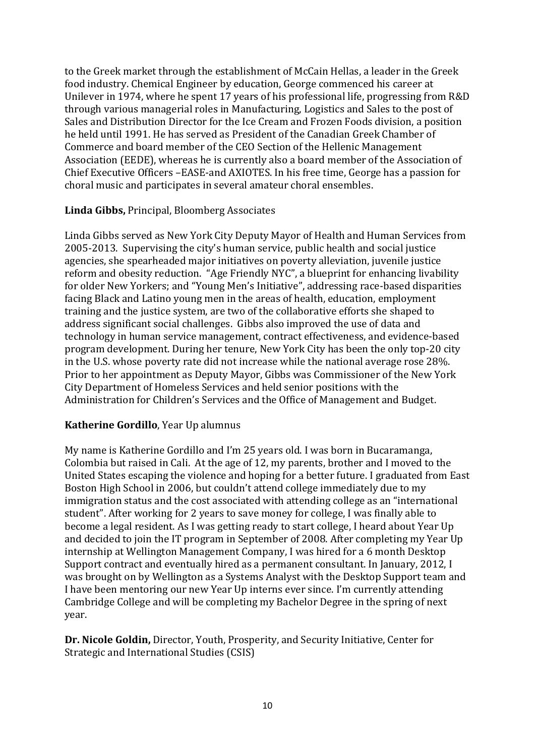to the Greek market through the establishment of McCain Hellas, a leader in the Greek food industry. Chemical Engineer by education, George commenced his career at Unilever in 1974, where he spent 17 years of his professional life, progressing from R&D through various managerial roles in Manufacturing, Logistics and Sales to the post of Sales and Distribution Director for the Ice Cream and Frozen Foods division, a position he held until 1991. He has served as President of the Canadian Greek Chamber of Commerce and board member of the CEO Section of the Hellenic Management Association (EEDE), whereas he is currently also a board member of the Association of Chief Executive Officers –EASE-and AXIOTES. In his free time, George has a passion for choral music and participates in several amateur choral ensembles.

**Linda Gibbs,** Principal, Bloomberg Associates

Linda Gibbs served as New York City Deputy Mayor of Health and Human Services from 2005-2013. Supervising the city's human service, public health and social justice agencies, she spearheaded major initiatives on poverty alleviation, juvenile justice reform and obesity reduction. "Age Friendly NYC", a blueprint for enhancing livability for older New Yorkers; and "Young Men's Initiative", addressing race-based disparities facing Black and Latino young men in the areas of health, education, employment training and the justice system, are two of the collaborative efforts she shaped to address significant social challenges. Gibbs also improved the use of data and technology in human service management, contract effectiveness, and evidence-based program development. During her tenure, New York City has been the only top-20 city in the U.S. whose poverty rate did not increase while the national average rose 28%. Prior to her appointment as Deputy Mayor, Gibbs was Commissioner of the New York City Department of Homeless Services and held senior positions with the Administration for Children's Services and the Office of Management and Budget.

**Katherine Gordillo**, Year Up alumnus

My name is Katherine Gordillo and I'm 25 years old. I was born in Bucaramanga, Colombia but raised in Cali. At the age of 12, my parents, brother and I moved to the United States escaping the violence and hoping for a better future. I graduated from East Boston High School in 2006, but couldn't attend college immediately due to my immigration status and the cost associated with attending college as an "international student". After working for 2 years to save money for college, I was finally able to become a legal resident. As I was getting ready to start college, I heard about Year Up and decided to join the IT program in September of 2008. After completing my Year Up internship at Wellington Management Company, I was hired for a 6 month Desktop Support contract and eventually hired as a permanent consultant. In January, 2012, I was brought on by Wellington as a Systems Analyst with the Desktop Support team and I have been mentoring our new Year Up interns ever since. I'm currently attending Cambridge College and will be completing my Bachelor Degree in the spring of next year.

**Dr. Nicole Goldin,** Director, Youth, Prosperity, and Security Initiative, Center for Strategic and International Studies (CSIS)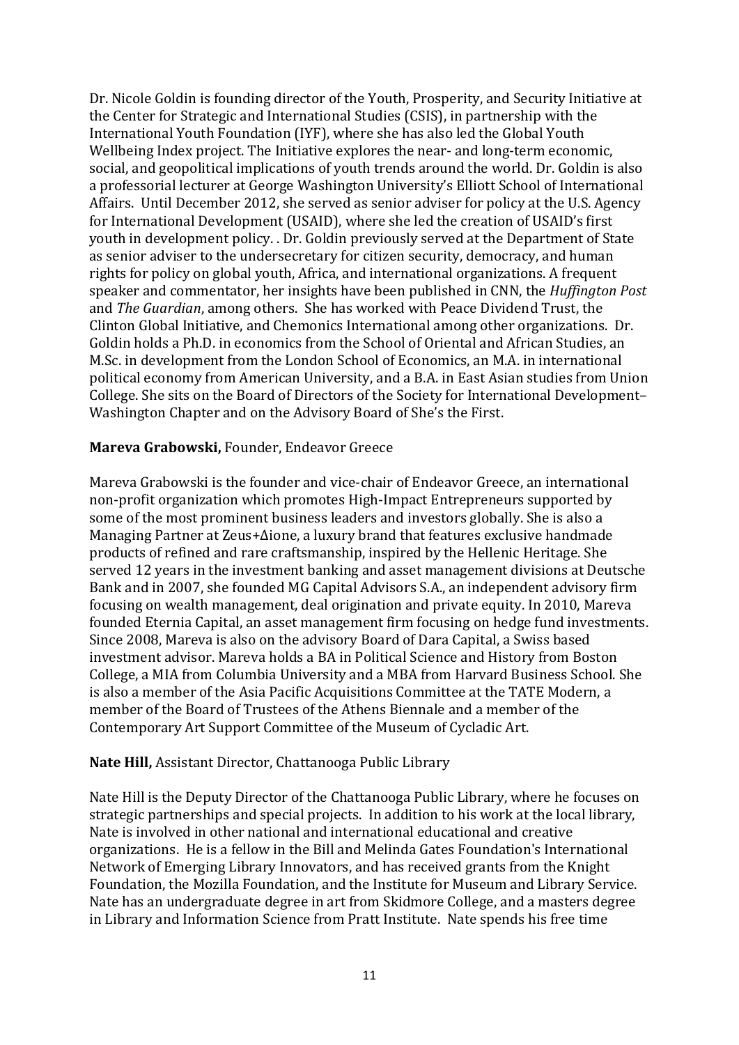Dr. Nicole Goldin is founding director of the Youth, Prosperity, and Security Initiative at the Center for Strategic and International Studies (CSIS), in partnership with the International Youth Foundation (IYF), where she has also led the Global Youth Wellbeing Index project. The Initiative explores the near- and long-term economic, social, and geopolitical implications of youth trends around the world. Dr. Goldin is also a professorial lecturer at George Washington University's Elliott School of International Affairs. Until December 2012, she served as senior adviser for policy at the U.S. Agency for International Development (USAID), where she led the creation of USAID's first youth in development policy. . Dr. Goldin previously served at the Department of State as senior adviser to the undersecretary for citizen security, democracy, and human rights for policy on global youth, Africa, and international organizations. A frequent speaker and commentator, her insights have been published in CNN, the *Huffington Post* and *The Guardian*, among others. She has worked with Peace Dividend Trust, the Clinton Global Initiative, and Chemonics International among other organizations. Dr. Goldin holds a Ph.D. in economics from the School of Oriental and African Studies, an M.Sc. in development from the London School of Economics, an M.A. in international political economy from American University, and a B.A. in East Asian studies from Union College. She sits on the Board of Directors of the Society for International Development–Washington Chapter and on the Advisory Board of She's the First.

**Mareva Grabowski,** Founder, Endeavor Greece

Mareva Grabowski is the founder and vice-chair of Endeavor Greece, an international non-profit organization which promotes High-Impact Entrepreneurs supported by some of the most prominent business leaders and investors globally. She is also a Managing Partner at Zeus+Δione, a luxury brand that features exclusive handmade products of refined and rare craftsmanship, inspired by the Hellenic Heritage. She served 12 years in the investment banking and asset management divisions at Deutsche Bank and in 2007, she founded MG Capital Advisors S.A., an independent advisory firm focusing on wealth management, deal origination and private equity. In 2010, Mareva founded Eternia Capital, an asset management firm focusing on hedge fund investments. Since 2008, Mareva is also on the advisory Board of Dara Capital, a Swiss based investment advisor. Mareva holds a BA in Political Science and History from Boston College, a MIA from Columbia University and a MBA from Harvard Business School. She is also a member of the Asia Pacific Acquisitions Committee at the TATE Modern, a member of the Board of Trustees of the Athens Biennale and a member of the Contemporary Art Support Committee of the Museum of Cycladic Art.

**Nate Hill,** Assistant Director, Chattanooga Public Library

Nate Hill is the Deputy Director of the Chattanooga Public Library, where he focuses on strategic partnerships and special projects. In addition to his work at the local library, Nate is involved in other national and international educational and creative organizations. He is a fellow in the Bill and Melinda Gates Foundation's International Network of Emerging Library Innovators, and has received grants from the Knight Foundation, the Mozilla Foundation, and the Institute for Museum and Library Service. Nate has an undergraduate degree in art from Skidmore College, and a masters degree in Library and Information Science from Pratt Institute. Nate spends his free time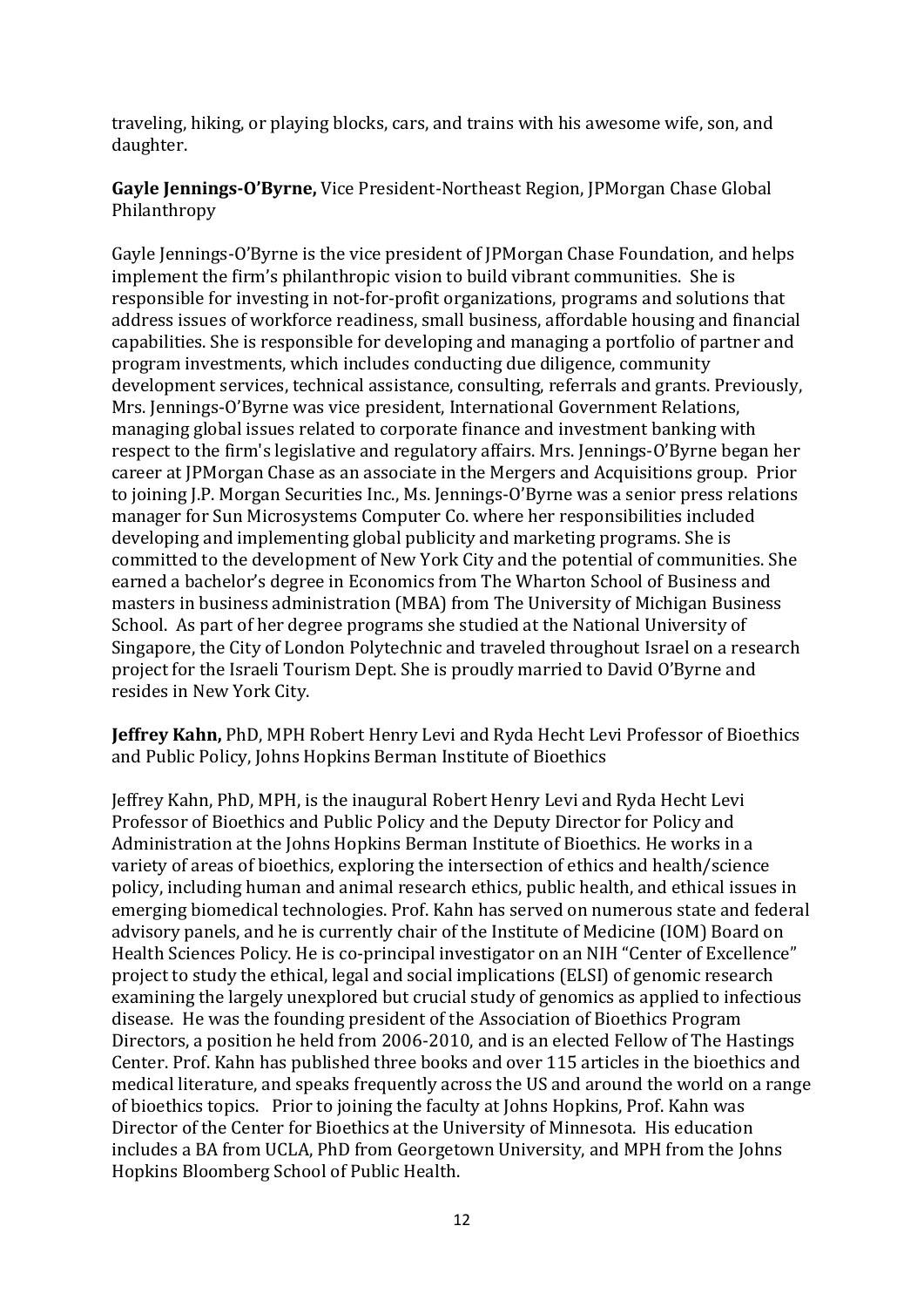traveling, hiking, or playing blocks, cars, and trains with his awesome wife, son, and daughter.

**Gayle Jennings-O'Byrne,** Vice President-Northeast Region, JPMorgan Chase Global Philanthropy

Gayle Jennings-O'Byrne is the vice president of JPMorgan Chase Foundation, and helps implement the firm's philanthropic vision to build vibrant communities. She is responsible for investing in not-for-profit organizations, programs and solutions that address issues of workforce readiness, small business, affordable housing and financial capabilities. She is responsible for developing and managing a portfolio of partner and program investments, which includes conducting due diligence, community development services, technical assistance, consulting, referrals and grants. Previously, Mrs. Jennings-O'Byrne was vice president, International Government Relations, managing global issues related to corporate finance and investment banking with respect to the firm's legislative and regulatory affairs. Mrs. Jennings-O'Byrne began her career at JPMorgan Chase as an associate in the Mergers and Acquisitions group. Prior to joining J.P. Morgan Securities Inc., Ms. Jennings-O'Byrne was a senior press relations manager for Sun Microsystems Computer Co. where her responsibilities included developing and implementing global publicity and marketing programs. She is committed to the development of New York City and the potential of communities. She earned a bachelor's degree in Economics from The Wharton School of Business and masters in business administration (MBA) from The University of Michigan Business School. As part of her degree programs she studied at the National University of Singapore, the City of London Polytechnic and traveled throughout Israel on a research project for the Israeli Tourism Dept. She is proudly married to David O'Byrne and resides in New York City.

**Jeffrey Kahn,** PhD, MPH Robert Henry Levi and Ryda Hecht Levi Professor of Bioethics and Public Policy, Johns Hopkins Berman Institute of Bioethics

Jeffrey Kahn, PhD, MPH, is the inaugural Robert Henry Levi and Ryda Hecht Levi Professor of Bioethics and Public Policy and the Deputy Director for Policy and Administration at the Johns Hopkins Berman Institute of Bioethics. He works in a variety of areas of bioethics, exploring the intersection of ethics and health/science policy, including human and animal research ethics, public health, and ethical issues in emerging biomedical technologies. Prof. Kahn has served on numerous state and federal advisory panels, and he is currently chair of the Institute of Medicine (IOM) Board on Health Sciences Policy. He is co-principal investigator on an NIH "Center of Excellence" project to study the ethical, legal and social implications (ELSI) of genomic research examining the largely unexplored but crucial study of genomics as applied to infectious disease. He was the founding president of the Association of Bioethics Program Directors, a position he held from 2006-2010, and is an elected Fellow of The Hastings Center. Prof. Kahn has published three books and over 115 articles in the bioethics and medical literature, and speaks frequently across the US and around the world on a range of bioethics topics. Prior to joining the faculty at Johns Hopkins, Prof. Kahn was Director of the Center for Bioethics at the University of Minnesota. His education includes a BA from UCLA, PhD from Georgetown University, and MPH from the Johns Hopkins Bloomberg School of Public Health.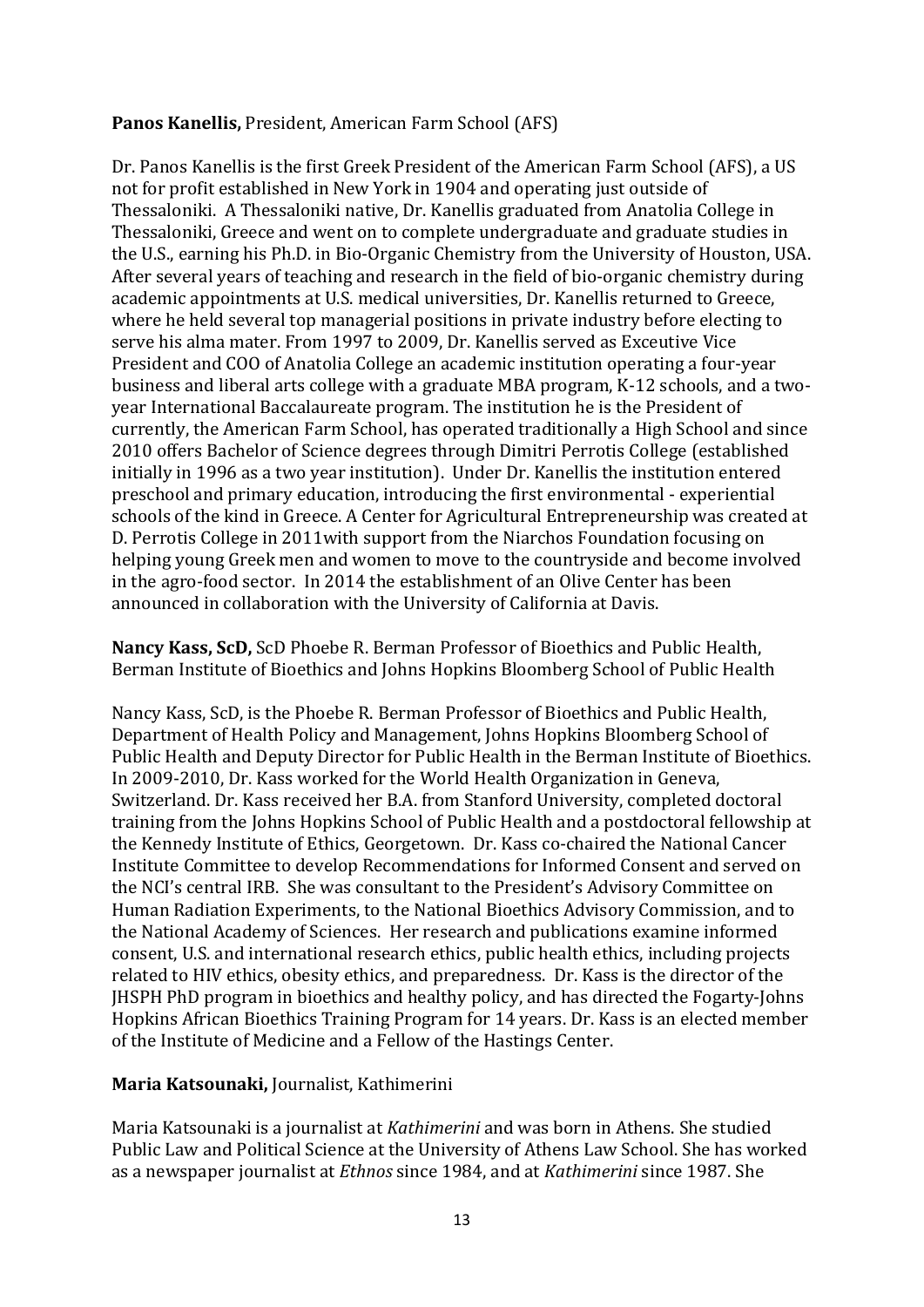**Panos Kanellis,** President, American Farm School (AFS)

Dr. Panos Kanellis is the first Greek President of the American Farm School (AFS), a US not for profit established in New York in 1904 and operating just outside of Thessaloniki. A Thessaloniki native, Dr. Kanellis graduated from Anatolia College in Thessaloniki, Greece and went on to complete undergraduate and graduate studies in the U.S., earning his Ph.D. in Bio-Organic Chemistry from the University of Houston, USA. After several years of teaching and research in the field of bio-organic chemistry during academic appointments at U.S. medical universities, Dr. Kanellis returned to Greece, where he held several top managerial positions in private industry before electing to serve his alma mater. From 1997 to 2009, Dr. Kanellis served as Exceutive Vice President and COO of Anatolia College an academic institution operating a four-year business and liberal arts college with a graduate MBA program, K-12 schools, and a two-year International Baccalaureate program. The institution he is the President of currently, the American Farm School, has operated traditionally a High School and since 2010 offers Bachelor of Science degrees through Dimitri Perrotis College (established initially in 1996 as a two year institution). Under Dr. Kanellis the institution entered preschool and primary education, introducing the first environmental - experiential schools of the kind in Greece. A Center for Agricultural Entrepreneurship was created at D. Perrotis College in 2011with support from the Niarchos Foundation focusing on helping young Greek men and women to move to the countryside and become involved in the agro-food sector. In 2014 the establishment of an Olive Center has been announced in collaboration with the University of California at Davis.

**Nancy Kass, ScD,** ScD Phoebe R. Berman Professor of Bioethics and Public Health, Berman Institute of Bioethics and Johns Hopkins Bloomberg School of Public Health

Nancy Kass, ScD, is the Phoebe R. Berman Professor of Bioethics and Public Health, Department of Health Policy and Management, Johns Hopkins Bloomberg School of Public Health and Deputy Director for Public Health in the Berman Institute of Bioethics. In 2009-2010, Dr. Kass worked for the World Health Organization in Geneva, Switzerland. Dr. Kass received her B.A. from Stanford University, completed doctoral training from the Johns Hopkins School of Public Health and a postdoctoral fellowship at the Kennedy Institute of Ethics, Georgetown. Dr. Kass co-chaired the National Cancer Institute Committee to develop Recommendations for Informed Consent and served on the NCI's central IRB. She was consultant to the President's Advisory Committee on Human Radiation Experiments, to the National Bioethics Advisory Commission, and to the National Academy of Sciences. Her research and publications examine informed consent, U.S. and international research ethics, public health ethics, including projects related to HIV ethics, obesity ethics, and preparedness. Dr. Kass is the director of the JHSPH PhD program in bioethics and healthy policy, and has directed the Fogarty-Johns Hopkins African Bioethics Training Program for 14 years. Dr. Kass is an elected member of the Institute of Medicine and a Fellow of the Hastings Center.

**Maria Katsounaki,** Journalist, Kathimerini

Maria Katsounaki is a journalist at *Kathimerini* and was born in Athens. She studied Public Law and Political Science at the University of Athens Law School. She has worked as a newspaper journalist at *Ethnos* since 1984, and at *Kathimerini* since 1987. She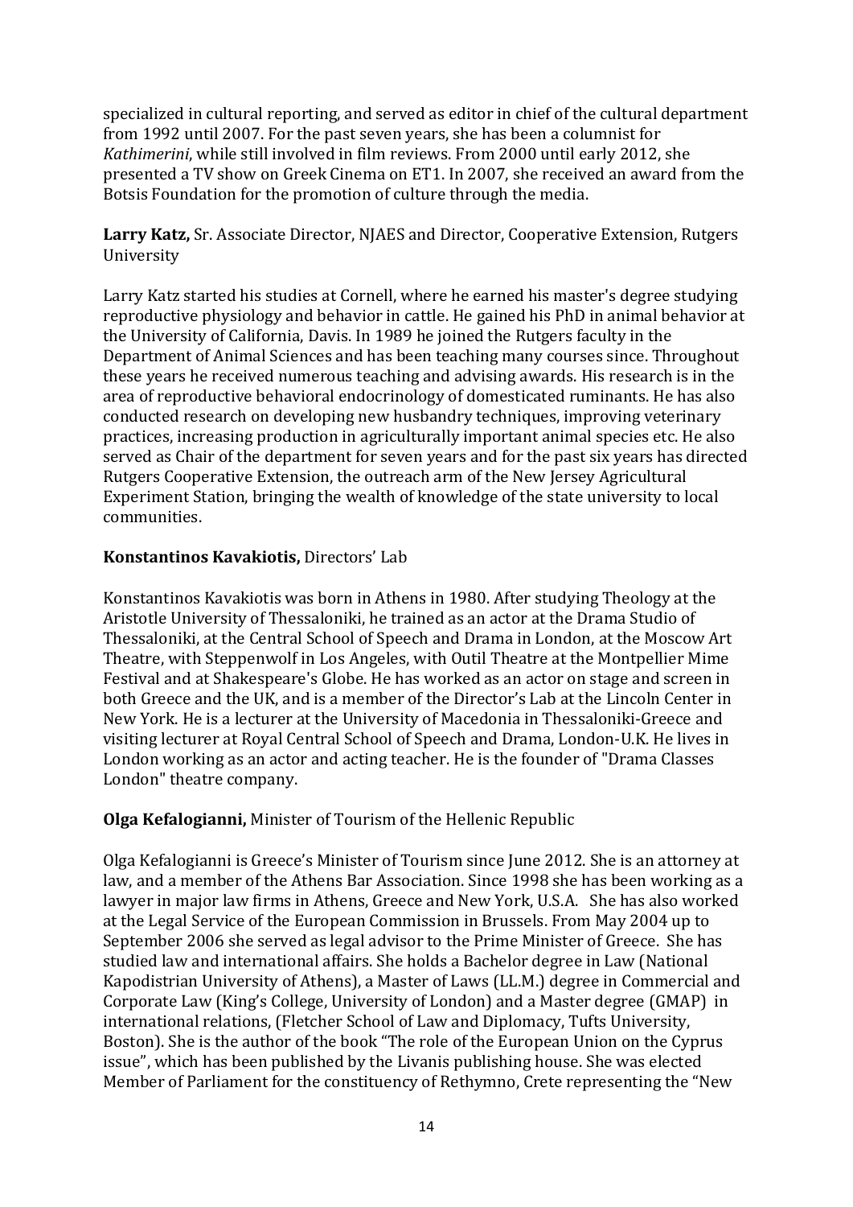specialized in cultural reporting, and served as editor in chief of the cultural department from 1992 until 2007. For the past seven years, she has been a columnist for *Kathimerini*, while still involved in film reviews. From 2000 until early 2012, she presented a TV show on Greek Cinema on ET1. In 2007, she received an award from the Botsis Foundation for the promotion of culture through the media.

**Larry Katz,** Sr. Associate Director, NJAES and Director, Cooperative Extension, Rutgers University

Larry Katz started his studies at Cornell, where he earned his master's degree studying reproductive physiology and behavior in cattle. He gained his PhD in animal behavior at the University of California, Davis. In 1989 he joined the Rutgers faculty in the Department of Animal Sciences and has been teaching many courses since. Throughout these years he received numerous teaching and advising awards. His research is in the area of reproductive behavioral endocrinology of domesticated ruminants. He has also conducted research on developing new husbandry techniques, improving veterinary practices, increasing production in agriculturally important animal species etc. He also served as Chair of the department for seven years and for the past six years has directed Rutgers Cooperative Extension, the outreach arm of the New Jersey Agricultural Experiment Station, bringing the wealth of knowledge of the state university to local communities.

**Konstantinos Kavakiotis,** Directors' Lab

Konstantinos Kavakiotis was born in Athens in 1980. After studying Theology at the Aristotle University of Thessaloniki, he trained as an actor at the Drama Studio of Thessaloniki, at the Central School of Speech and Drama in London, at the Moscow Art Theatre, with Steppenwolf in Los Angeles, with Outil Theatre at the Montpellier Mime Festival and at Shakespeare's Globe. He has worked as an actor on stage and screen in both Greece and the UK, and is a member of the Director's Lab at the Lincoln Center in New York. He is a lecturer at the University of Macedonia in Thessaloniki-Greece and visiting lecturer at Royal Central School of Speech and Drama, London-U.K. He lives in London working as an actor and acting teacher. He is the founder of "Drama Classes London" theatre company.

**Olga Kefalogianni,** Minister of Tourism of the Hellenic Republic

Olga Kefalogianni is Greece's Minister of Tourism since June 2012. She is an attorney at law, and a member of the Athens Bar Association. Since 1998 she has been working as a lawyer in major law firms in Athens, Greece and New York, U.S.A. She has also worked at the Legal Service of the European Commission in Brussels. From May 2004 up to September 2006 she served as legal advisor to the Prime Minister of Greece. She has studied law and international affairs. She holds a Bachelor degree in Law (National Kapodistrian University of Athens), a Master of Laws (LL.M.) degree in Commercial and Corporate Law (King's College, University of London) and a Master degree (GMAP) in international relations, (Fletcher School of Law and Diplomacy, Tufts University, Boston). She is the author of the book "The role of the European Union on the Cyprus issue", which has been published by the Livanis publishing house. She was elected Member of Parliament for the constituency of Rethymno, Crete representing the "New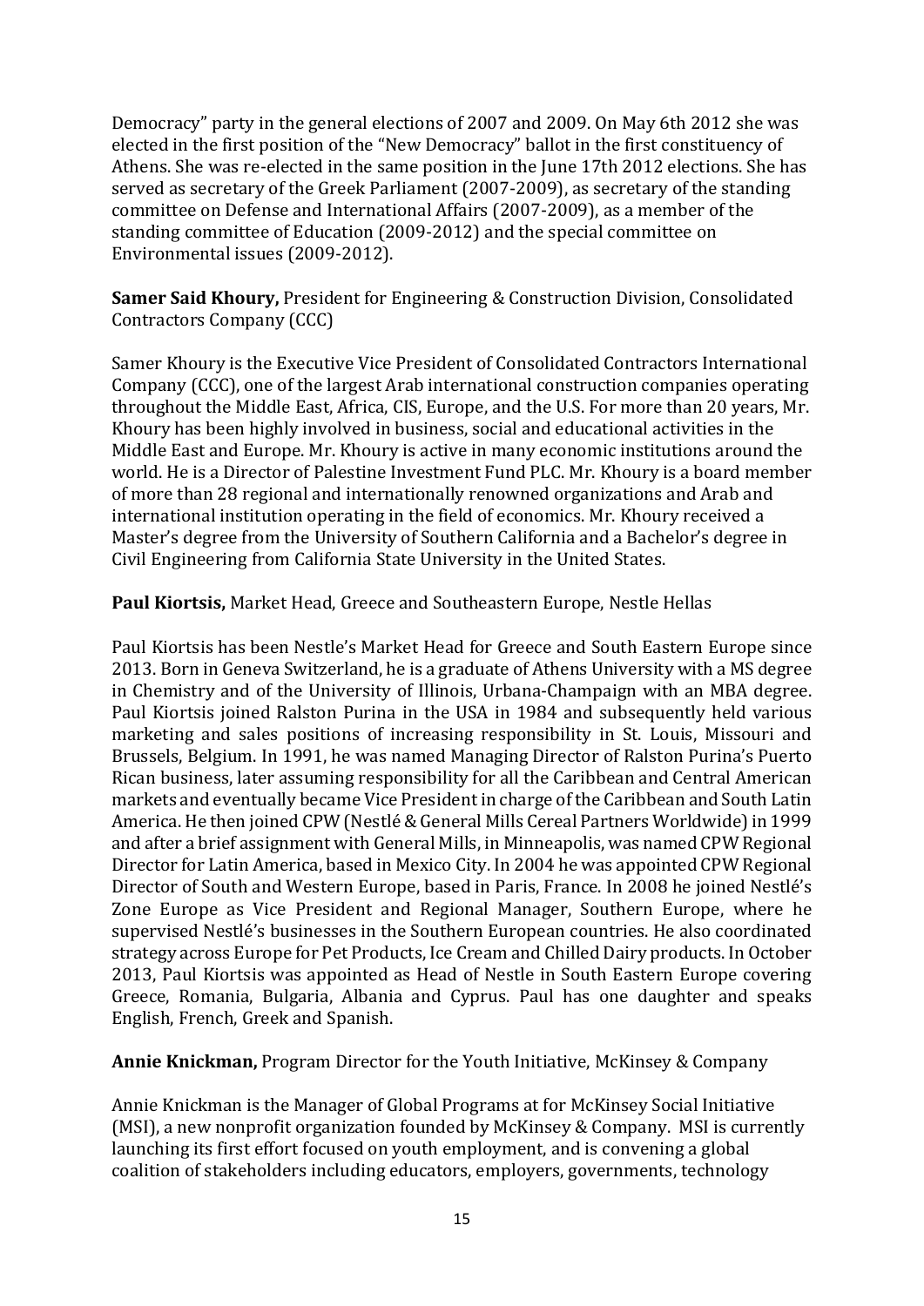Democracy" party in the general elections of 2007 and 2009. On May 6th 2012 she was elected in the first position of the "New Democracy" ballot in the first constituency of Athens. She was re-elected in the same position in the June 17th 2012 elections. She has served as secretary of the Greek Parliament (2007-2009), as secretary of the standing committee on Defense and International Affairs (2007-2009), as a member of the standing committee of Education (2009-2012) and the special committee on Environmental issues (2009-2012).

**Samer Said Khoury,** President for Engineering & Construction Division, Consolidated Contractors Company (CCC)

Samer Khoury is the Executive Vice President of Consolidated Contractors International Company (CCC), one of the largest Arab international construction companies operating throughout the Middle East, Africa, CIS, Europe, and the U.S. For more than 20 years, Mr. Khoury has been highly involved in business, social and educational activities in the Middle East and Europe. Mr. Khoury is active in many economic institutions around the world. He is a Director of Palestine Investment Fund PLC. Mr. Khoury is a board member of more than 28 regional and internationally renowned organizations and Arab and international institution operating in the field of economics. Mr. Khoury received a Master's degree from the University of Southern California and a Bachelor's degree in Civil Engineering from California State University in the United States.

**Paul Kiortsis,** Market Head, Greece and Southeastern Europe, Nestle Hellas

Paul Kiortsis has been Nestle's Market Head for Greece and South Eastern Europe since 2013. Born in Geneva Switzerland, he is a graduate of Athens University with a MS degree in Chemistry and of the University of Illinois, Urbana-Champaign with an MBA degree. Paul Kiortsis joined Ralston Purina in the USA in 1984 and subsequently held various marketing and sales positions of increasing responsibility in St. Louis, Missouri and Brussels, Belgium. In 1991, he was named Managing Director of Ralston Purina's Puerto Rican business, later assuming responsibility for all the Caribbean and Central American markets and eventually became Vice President in charge of the Caribbean and South Latin America. He then joined CPW (Nestlé & General Mills Cereal Partners Worldwide) in 1999 and after a brief assignment with General Mills, in Minneapolis, was named CPW Regional Director for Latin America, based in Mexico City. In 2004 he was appointed CPW Regional Director of South and Western Europe, based in Paris, France. In 2008 he joined Nestlé's Zone Europe as Vice President and Regional Manager, Southern Europe, where he supervised Nestlé's businesses in the Southern European countries. He also coordinated strategy across Europe for Pet Products, Ice Cream and Chilled Dairy products. In October 2013, Paul Kiortsis was appointed as Head of Nestle in South Eastern Europe covering Greece, Romania, Bulgaria, Albania and Cyprus. Paul has one daughter and speaks English, French, Greek and Spanish.

**Annie Knickman,** Program Director for the Youth Initiative, McKinsey & Company

Annie Knickman is the Manager of Global Programs at for McKinsey Social Initiative (MSI), a new nonprofit organization founded by McKinsey & Company. MSI is currently launching its first effort focused on youth employment, and is convening a global coalition of stakeholders including educators, employers, governments, technology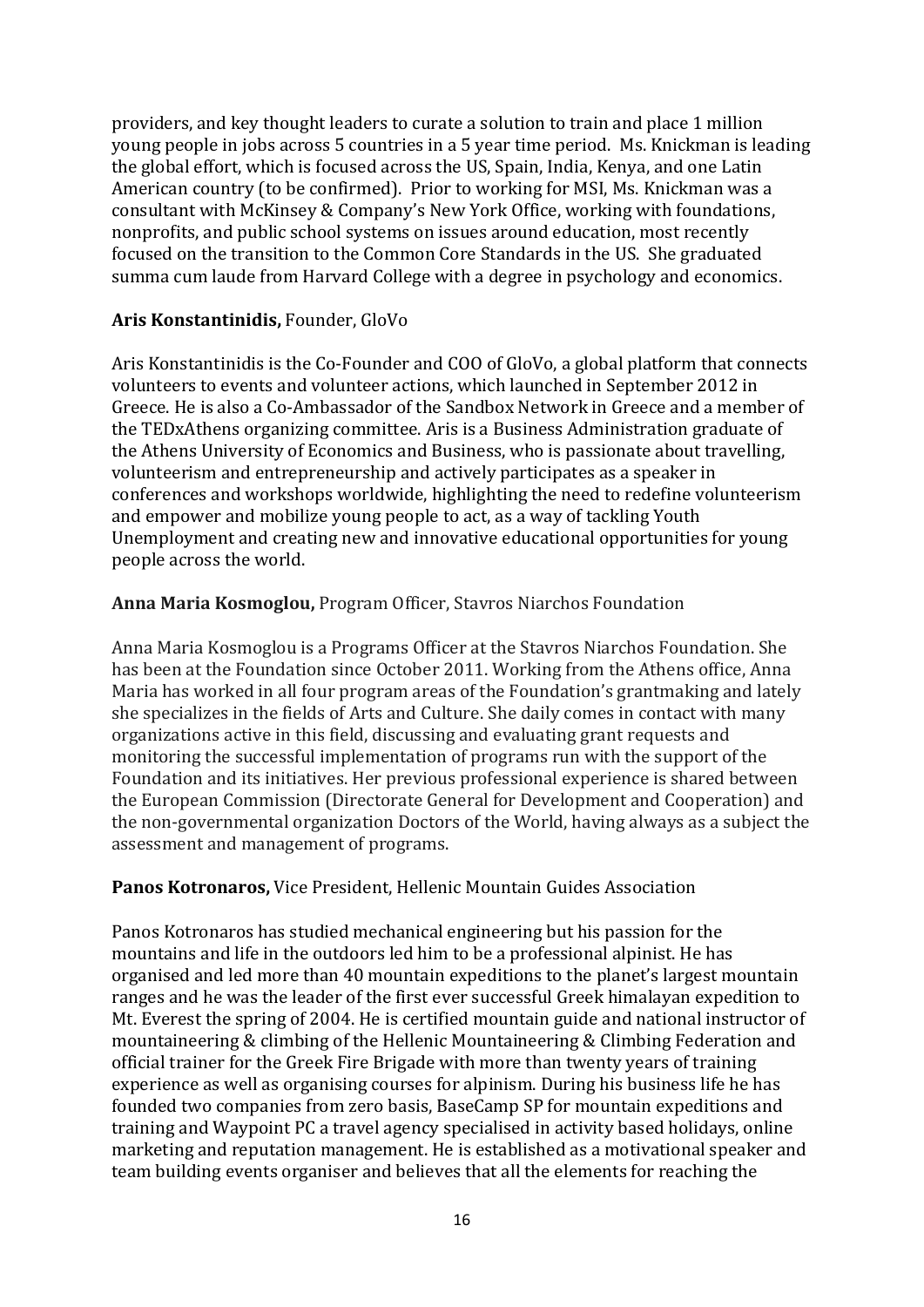providers, and key thought leaders to curate a solution to train and place 1 million young people in jobs across 5 countries in a 5 year time period. Ms. Knickman is leading the global effort, which is focused across the US, Spain, India, Kenya, and one Latin American country (to be confirmed). Prior to working for MSI, Ms. Knickman was a consultant with McKinsey & Company's New York Office, working with foundations, nonprofits, and public school systems on issues around education, most recently focused on the transition to the Common Core Standards in the US. She graduated summa cum laude from Harvard College with a degree in psychology and economics.

**Aris Konstantinidis,** Founder, GloVo

Aris Konstantinidis is the Co-Founder and COO of GloVo, a global platform that connects volunteers to events and volunteer actions, which launched in September 2012 in Greece. He is also a Co-Ambassador of the Sandbox Network in Greece and a member of the TEDxAthens organizing committee. Aris is a Business Administration graduate of the Athens University of Economics and Business, who is passionate about travelling, volunteerism and entrepreneurship and actively participates as a speaker in conferences and workshops worldwide, highlighting the need to redefine volunteerism and empower and mobilize young people to act, as a way of tackling Youth Unemployment and creating new and innovative educational opportunities for young people across the world.

**Anna Maria Kosmoglou,** Program Officer, Stavros Niarchos Foundation

Anna Maria Kosmoglou is a Programs Officer at the Stavros Niarchos Foundation. She has been at the Foundation since October 2011. Working from the Athens office, Anna Maria has worked in all four program areas of the Foundation's grantmaking and lately she specializes in the fields of Arts and Culture. She daily comes in contact with many organizations active in this field, discussing and evaluating grant requests and monitoring the successful implementation of programs run with the support of the Foundation and its initiatives. Her previous professional experience is shared between the European Commission (Directorate General for Development and Cooperation) and the non-governmental organization Doctors of the World, having always as a subject the assessment and management of programs.

**Panos Kotronaros,** Vice President, Hellenic Mountain Guides Association

Panos Kotronaros has studied mechanical engineering but his passion for the mountains and life in the outdoors led him to be a professional alpinist. He has organised and led more than 40 mountain expeditions to the planet's largest mountain ranges and he was the leader of the first ever successful Greek himalayan expedition to Mt. Everest the spring of 2004. He is certified mountain guide and national instructor of mountaineering & climbing of the Hellenic Mountaineering & Climbing Federation and official trainer for the Greek Fire Brigade with more than twenty years of training experience as well as organising courses for alpinism. During his business life he has founded two companies from zero basis, BaseCamp SP for mountain expeditions and training and Waypoint PC a travel agency specialised in activity based holidays, online marketing and reputation management. He is established as a motivational speaker and team building events organiser and believes that all the elements for reaching the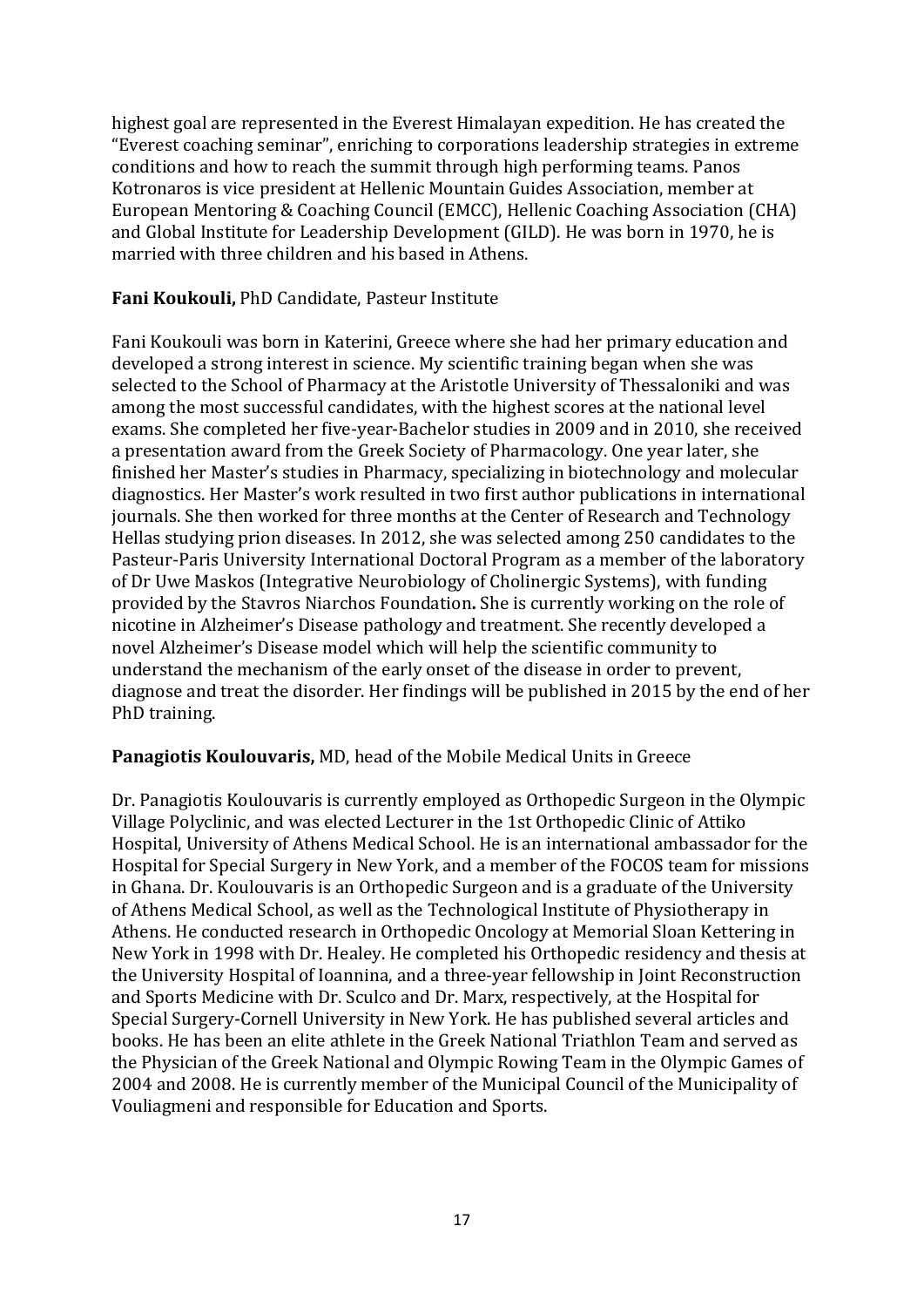highest goal are represented in the Everest Himalayan expedition. He has created the "Everest coaching seminar", enriching to corporations leadership strategies in extreme conditions and how to reach the summit through high performing teams. Panos Kotronaros is vice president at Hellenic Mountain Guides Association, member at European Mentoring & Coaching Council (EMCC), Hellenic Coaching Association (CHA) and Global Institute for Leadership Development (GILD). He was born in 1970, he is married with three children and his based in Athens.

**Fani Koukouli,** PhD Candidate, Pasteur Institute

Fani Koukouli was born in Katerini, Greece where she had her primary education and developed a strong interest in science. My scientific training began when she was selected to the School of Pharmacy at the Aristotle University of Thessaloniki and was among the most successful candidates, with the highest scores at the national level exams. She completed her five-year-Bachelor studies in 2009 and in 2010, she received a presentation award from the Greek Society of Pharmacology. One year later, she finished her Master's studies in Pharmacy, specializing in biotechnology and molecular diagnostics. Her Master's work resulted in two first author publications in international journals. She then worked for three months at the Center of Research and Technology Hellas studying prion diseases. In 2012, she was selected among 250 candidates to the Pasteur-Paris University International Doctoral Program as a member of the laboratory of Dr Uwe Maskos (Integrative Neurobiology of Cholinergic Systems), with funding provided by the Stavros Niarchos Foundation**.** She is currently working on the role of nicotine in Alzheimer's Disease pathology and treatment. She recently developed a novel Alzheimer's Disease model which will help the scientific community to understand the mechanism of the early onset of the disease in order to prevent, diagnose and treat the disorder. Her findings will be published in 2015 by the end of her PhD training.

**Panagiotis Koulouvaris,** MD, head of the Mobile Medical Units in Greece

Dr. Panagiotis Koulouvaris is currently employed as Orthopedic Surgeon in the Olympic Village Polyclinic, and was elected Lecturer in the 1st Orthopedic Clinic of Attiko Hospital, University of Athens Medical School. He is an international ambassador for the Hospital for Special Surgery in New York, and a member of the FOCOS team for missions in Ghana. Dr. Koulouvaris is an Orthopedic Surgeon and is a graduate of the University of Athens Medical School, as well as the Technological Institute of Physiotherapy in Athens. He conducted research in Orthopedic Oncology at Memorial Sloan Kettering in New York in 1998 with Dr. Healey. He completed his Orthopedic residency and thesis at the University Hospital of Ioannina, and a three-year fellowship in Joint Reconstruction and Sports Medicine with Dr. Sculco and Dr. Marx, respectively, at the Hospital for Special Surgery-Cornell University in New York. He has published several articles and books. He has been an elite athlete in the Greek National Triathlon Team and served as the Physician of the Greek National and Olympic Rowing Team in the Olympic Games of 2004 and 2008. He is currently member of the Municipal Council of the Municipality of Vouliagmeni and responsible for Education and Sports.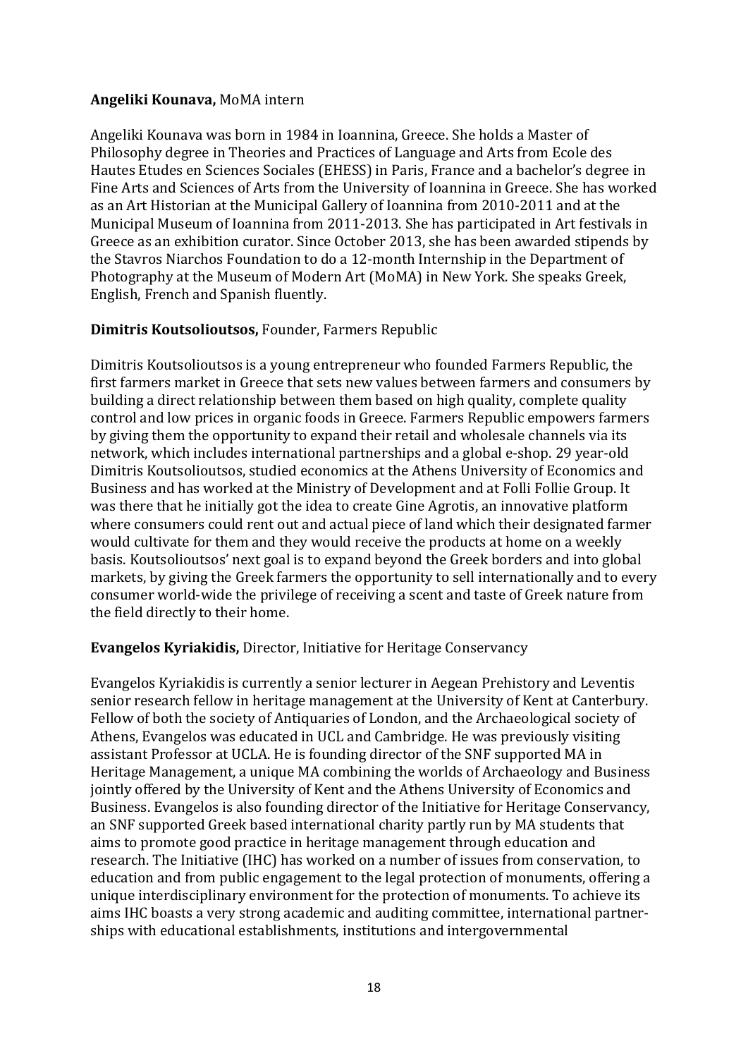**Angeliki Kounava,** MoMA intern

Angeliki Kounava was born in 1984 in Ioannina, Greece. She holds a Master of Philosophy degree in Theories and Practices of Language and Arts from Ecole des Hautes Etudes en Sciences Sociales (EHESS) in Paris, France and a bachelor's degree in Fine Arts and Sciences of Arts from the University of Ioannina in Greece. She has worked as an Art Historian at the Municipal Gallery of Ioannina from 2010-2011 and at the Municipal Museum of Ioannina from 2011-2013. She has participated in Art festivals in Greece as an exhibition curator. Since October 2013, she has been awarded stipends by the Stavros Niarchos Foundation to do a 12-month Internship in the Department of Photography at the Museum of Modern Art (MoMA) in New York. She speaks Greek, English, French and Spanish fluently.

**Dimitris Koutsolioutsos,** Founder, Farmers Republic

Dimitris Koutsolioutsos is a young entrepreneur who founded Farmers Republic, the first farmers market in Greece that sets new values between farmers and consumers by building a direct relationship between them based on high quality, complete quality control and low prices in organic foods in Greece. Farmers Republic empowers farmers by giving them the opportunity to expand their retail and wholesale channels via its network, which includes international partnerships and a global e-shop. 29 year-old Dimitris Koutsolioutsos, studied economics at the Athens University of Economics and Business and has worked at the Ministry of Development and at Folli Follie Group. It was there that he initially got the idea to create Gine Agrotis, an innovative platform where consumers could rent out and actual piece of land which their designated farmer would cultivate for them and they would receive the products at home on a weekly basis. Koutsolioutsos' next goal is to expand beyond the Greek borders and into global markets, by giving the Greek farmers the opportunity to sell internationally and to every consumer world-wide the privilege of receiving a scent and taste of Greek nature from the field directly to their home.

**Evangelos Kyriakidis,** Director, Initiative for Heritage Conservancy

Evangelos Kyriakidis is currently a senior lecturer in Aegean Prehistory and Leventis senior research fellow in heritage management at the University of Kent at Canterbury. Fellow of both the society of Antiquaries of London, and the Archaeological society of Athens, Evangelos was educated in UCL and Cambridge. He was previously visiting assistant Professor at UCLA. He is founding director of the SNF supported MA in Heritage Management, a unique MA combining the worlds of Archaeology and Business jointly offered by the University of Kent and the Athens University of Economics and Business. Evangelos is also founding director of the Initiative for Heritage Conservancy, an SNF supported Greek based international charity partly run by MA students that aims to promote good practice in heritage management through education and research. The Initiative (IHC) has worked on a number of issues from conservation, to education and from public engagement to the legal protection of monuments, offering a unique interdisciplinary environment for the protection of monuments. To achieve its aims IHC boasts a very strong academic and auditing committee, international partnerships with educational establishments, institutions and intergovernmental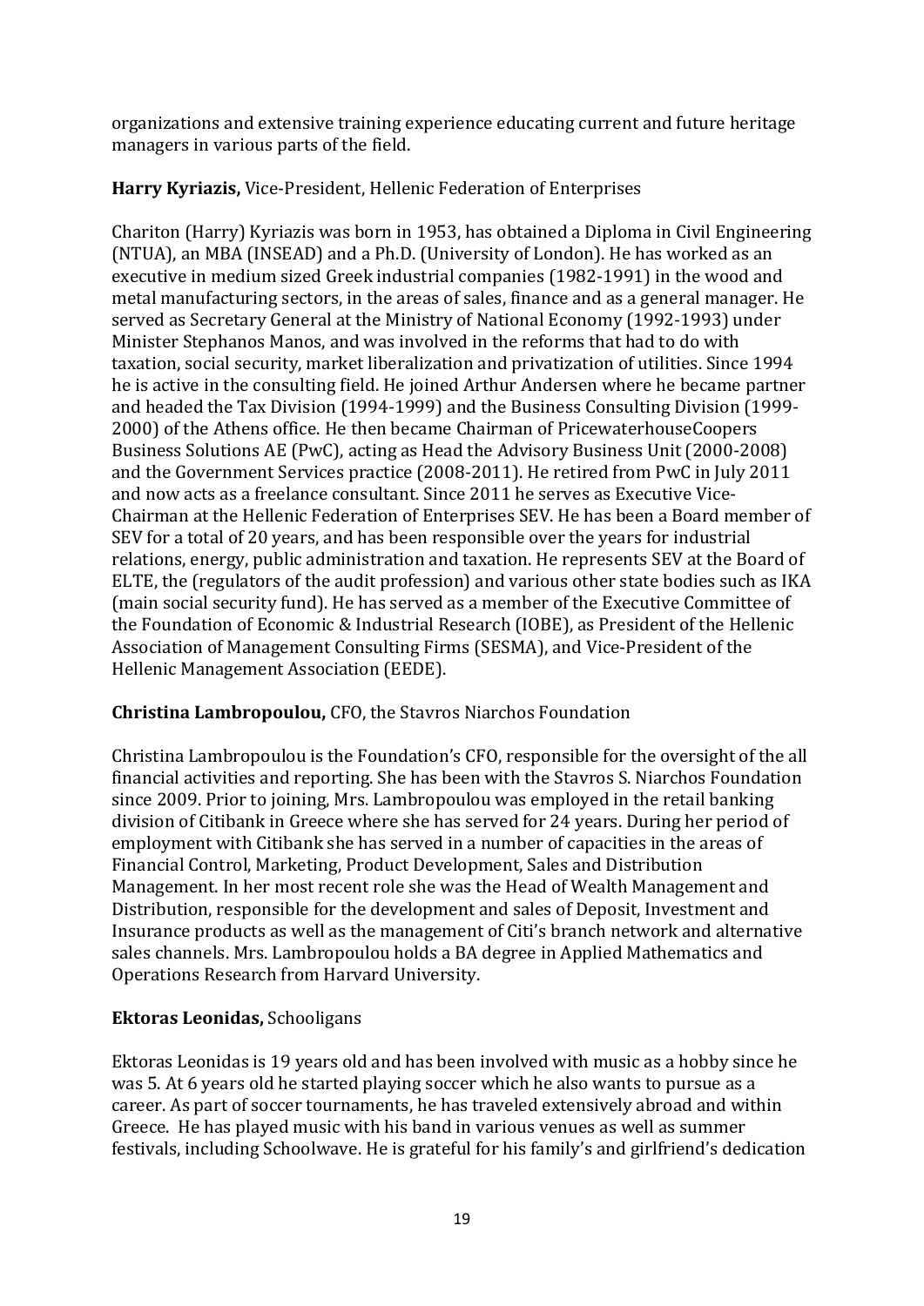organizations and extensive training experience educating current and future heritage managers in various parts of the field.

**Harry Kyriazis,** Vice-President, Hellenic Federation of Enterprises

Chariton (Harry) Kyriazis was born in 1953, has obtained a Diploma in Civil Engineering (NTUA), an MBA (INSEAD) and a Ph.D. (University of London). He has worked as an executive in medium sized Greek industrial companies (1982-1991) in the wood and metal manufacturing sectors, in the areas of sales, finance and as a general manager. He served as Secretary General at the Ministry of National Economy (1992-1993) under Minister Stephanos Manos, and was involved in the reforms that had to do with taxation, social security, market liberalization and privatization of utilities. Since 1994 he is active in the consulting field. He joined Arthur Andersen where he became partner and headed the Tax Division (1994-1999) and the Business Consulting Division (1999-2000) of the Athens office. He then became Chairman of PricewaterhouseCoopers Business Solutions AE (PwC), acting as Head the Advisory Business Unit (2000-2008) and the Government Services practice (2008-2011). He retired from PwC in July 2011 and now acts as a freelance consultant. Since 2011 he serves as Executive Vice-Chairman at the Hellenic Federation of Enterprises SEV. He has been a Board member of SEV for a total of 20 years, and has been responsible over the years for industrial relations, energy, public administration and taxation. He represents SEV at the Board of ELTE, the (regulators of the audit profession) and various other state bodies such as IKA (main social security fund). He has served as a member of the Executive Committee of the Foundation of Economic & Industrial Research (IOBE), as President of the Hellenic Association of Management Consulting Firms (SESMA), and Vice-President of the Hellenic Management Association (EEDE).

**Christina Lambropoulou,** CFO, the Stavros Niarchos Foundation

Christina Lambropoulou is the Foundation's CFO, responsible for the oversight of the all financial activities and reporting. She has been with the Stavros S. Niarchos Foundation since 2009. Prior to joining, Mrs. Lambropoulou was employed in the retail banking division of Citibank in Greece where she has served for 24 years. During her period of employment with Citibank she has served in a number of capacities in the areas of Financial Control, Marketing, Product Development, Sales and Distribution Management. In her most recent role she was the Head of Wealth Management and Distribution, responsible for the development and sales of Deposit, Investment and Insurance products as well as the management of Citi's branch network and alternative sales channels. Mrs. Lambropoulou holds a BA degree in Applied Mathematics and Operations Research from Harvard University.

**Ektoras Leonidas,** Schooligans

Ektoras Leonidas is 19 years old and has been involved with music as a hobby since he was 5. At 6 years old he started playing soccer which he also wants to pursue as a career. As part of soccer tournaments, he has traveled extensively abroad and within Greece. He has played music with his band in various venues as well as summer festivals, including Schoolwave. He is grateful for his family's and girlfriend's dedication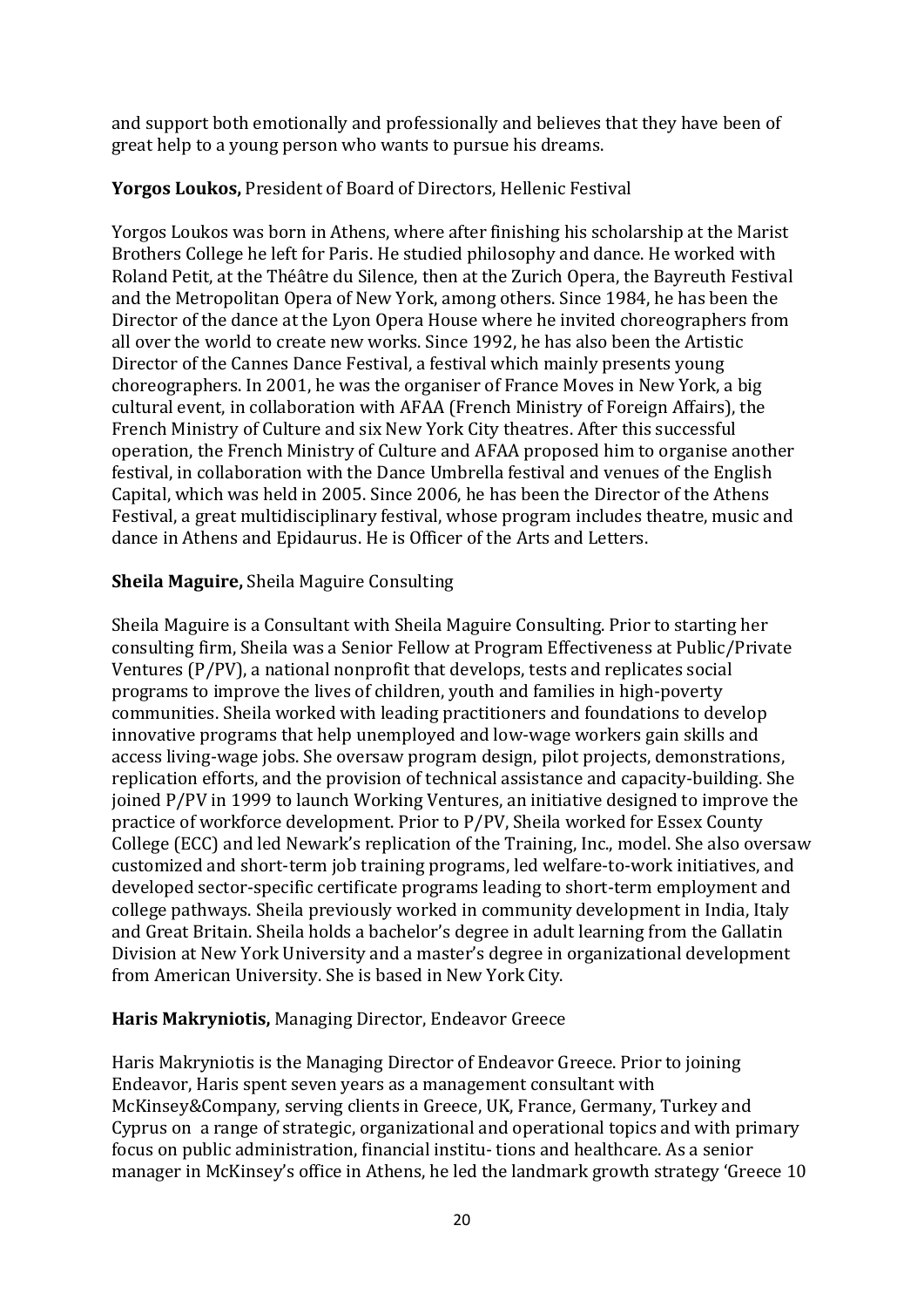and support both emotionally and professionally and believes that they have been of great help to a young person who wants to pursue his dreams.

**Yorgos Loukos,** President of Board of Directors, Hellenic Festival

Yorgos Loukos was born in Athens, where after finishing his scholarship at the Marist Brothers College he left for Paris. He studied philosophy and dance. He worked with Roland Petit, at the Théâtre du Silence, then at the Zurich Opera, the Bayreuth Festival and the Metropolitan Opera of New York, among others. Since 1984, he has been the Director of the dance at the Lyon Opera House where he invited choreographers from all over the world to create new works. Since 1992, he has also been the Artistic Director of the Cannes Dance Festival, a festival which mainly presents young choreographers. In 2001, he was the organiser of France Moves in New York, a big cultural event, in collaboration with AFAA (French Ministry of Foreign Affairs), the French Ministry of Culture and six New York City theatres. After this successful operation, the French Ministry of Culture and AFAA proposed him to organise another festival, in collaboration with the Dance Umbrella festival and venues of the English Capital, which was held in 2005. Since 2006, he has been the Director of the Athens Festival, a great multidisciplinary festival, whose program includes theatre, music and dance in Athens and Epidaurus. He is Officer of the Arts and Letters.

**Sheila Maguire,** Sheila Maguire Consulting

Sheila Maguire is a Consultant with Sheila Maguire Consulting. Prior to starting her consulting firm, Sheila was a Senior Fellow at Program Effectiveness at Public/Private Ventures (P/PV), a national nonprofit that develops, tests and replicates social programs to improve the lives of children, youth and families in high-poverty communities. Sheila worked with leading practitioners and foundations to develop innovative programs that help unemployed and low-wage workers gain skills and access living-wage jobs. She oversaw program design, pilot projects, demonstrations, replication efforts, and the provision of technical assistance and capacity-building. She joined P/PV in 1999 to launch Working Ventures, an initiative designed to improve the practice of workforce development. Prior to P/PV, Sheila worked for Essex County College (ECC) and led Newark's replication of the Training, Inc., model. She also oversaw customized and short-term job training programs, led welfare-to-work initiatives, and developed sector-specific certificate programs leading to short-term employment and college pathways. Sheila previously worked in community development in India, Italy and Great Britain. Sheila holds a bachelor's degree in adult learning from the Gallatin Division at New York University and a master's degree in organizational development from American University. She is based in New York City.

**Haris Makryniotis,** Managing Director, Endeavor Greece

Haris Makryniotis is the Managing Director of Endeavor Greece. Prior to joining Endeavor, Haris spent seven years as a management consultant with McKinsey&Company, serving clients in Greece, UK, France, Germany, Turkey and Cyprus on a range of strategic, organizational and operational topics and with primary focus on public administration, financial institu- tions and healthcare. As a senior manager in McKinsey's office in Athens, he led the landmark growth strategy 'Greece 10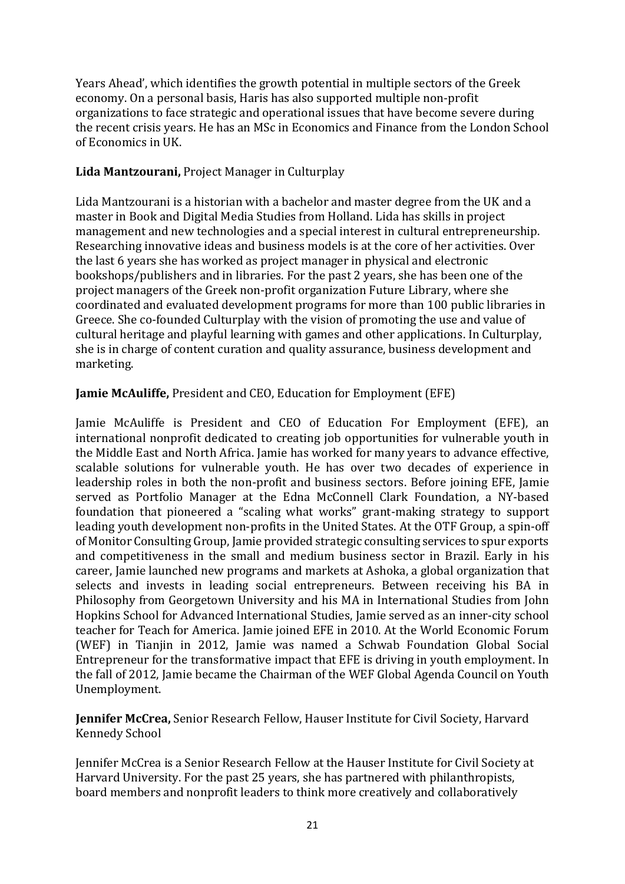Years Ahead', which identifies the growth potential in multiple sectors of the Greek economy. On a personal basis, Haris has also supported multiple non-profit organizations to face strategic and operational issues that have become severe during the recent crisis years. He has an MSc in Economics and Finance from the London School of Economics in UK.

**Lida Mantzourani,** Project Manager in Culturplay

Lida Mantzourani is a historian with a bachelor and master degree from the UK and a master in Book and Digital Media Studies from Holland. Lida has skills in project management and new technologies and a special interest in cultural entrepreneurship. Researching innovative ideas and business models is at the core of her activities. Over the last 6 years she has worked as project manager in physical and electronic bookshops/publishers and in libraries. For the past 2 years, she has been one of the project managers of the Greek non-profit organization Future Library, where she coordinated and evaluated development programs for more than 100 public libraries in Greece. She co-founded Culturplay with the vision of promoting the use and value of cultural heritage and playful learning with games and other applications. In Culturplay, she is in charge of content curation and quality assurance, business development and marketing.

**Jamie McAuliffe,** President and CEO, Education for Employment (EFE)

Jamie McAuliffe is President and CEO of Education For Employment (EFE), an international nonprofit dedicated to creating job opportunities for vulnerable youth in the Middle East and North Africa. Jamie has worked for many years to advance effective, scalable solutions for vulnerable youth. He has over two decades of experience in leadership roles in both the non-profit and business sectors. Before joining EFE, Jamie served as Portfolio Manager at the Edna McConnell Clark Foundation, a NY-based foundation that pioneered a "scaling what works" grant-making strategy to support leading youth development non-profits in the United States. At the OTF Group, a spin-off of Monitor Consulting Group, Jamie provided strategic consulting services to spur exports and competitiveness in the small and medium business sector in Brazil. Early in his career, Jamie launched new programs and markets at Ashoka, a global organization that selects and invests in leading social entrepreneurs. Between receiving his BA in Philosophy from Georgetown University and his MA in International Studies from John Hopkins School for Advanced International Studies, Jamie served as an inner-city school teacher for Teach for America. Jamie joined EFE in 2010. At the World Economic Forum (WEF) in Tianjin in 2012, Jamie was named a Schwab Foundation Global Social Entrepreneur for the transformative impact that EFE is driving in youth employment. In the fall of 2012, Jamie became the Chairman of the WEF Global Agenda Council on Youth Unemployment.

**Jennifer McCrea,** Senior Research Fellow, Hauser Institute for Civil Society, Harvard Kennedy School

Jennifer McCrea is a Senior Research Fellow at the Hauser Institute for Civil Society at Harvard University. For the past 25 years, she has partnered with philanthropists, board members and nonprofit leaders to think more creatively and collaboratively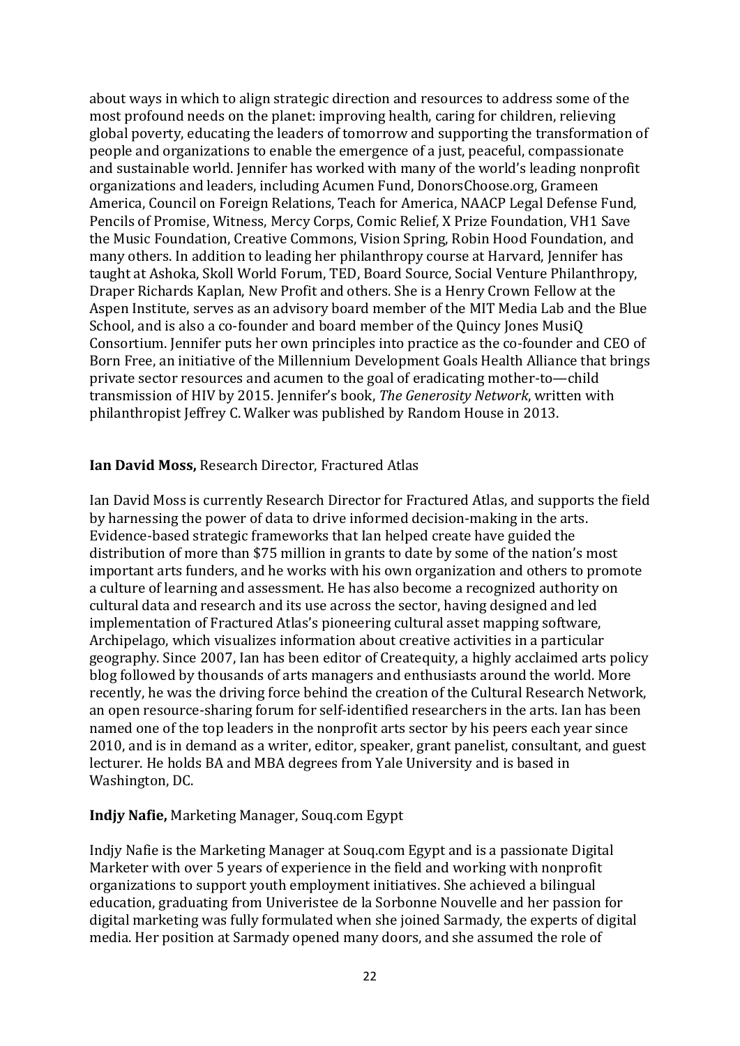about ways in which to align strategic direction and resources to address some of the most profound needs on the planet: improving health, caring for children, relieving global poverty, educating the leaders of tomorrow and supporting the transformation of people and organizations to enable the emergence of a just, peaceful, compassionate and sustainable world. Jennifer has worked with many of the world's leading nonprofit organizations and leaders, including Acumen Fund, DonorsChoose.org, Grameen America, Council on Foreign Relations, Teach for America, NAACP Legal Defense Fund, Pencils of Promise, Witness, Mercy Corps, Comic Relief, X Prize Foundation, VH1 Save the Music Foundation, Creative Commons, Vision Spring, Robin Hood Foundation, and many others. In addition to leading her philanthropy course at Harvard, Jennifer has taught at Ashoka, Skoll World Forum, TED, Board Source, Social Venture Philanthropy, Draper Richards Kaplan, New Profit and others. She is a Henry Crown Fellow at the Aspen Institute, serves as an advisory board member of the MIT Media Lab and the Blue School, and is also a co-founder and board member of the Quincy Jones MusiQ Consortium. Jennifer puts her own principles into practice as the co-founder and CEO of Born Free, an initiative of the Millennium Development Goals Health Alliance that brings private sector resources and acumen to the goal of eradicating mother-to—child transmission of HIV by 2015. Jennifer's book, *The Generosity Network*, written with philanthropist Jeffrey C. Walker was published by Random House in 2013.

**Ian David Moss,** Research Director, Fractured Atlas

Ian David Moss is currently Research Director for Fractured Atlas, and supports the field by harnessing the power of data to drive informed decision-making in the arts. Evidence-based strategic frameworks that Ian helped create have guided the distribution of more than $75 million in grants to date by some of the nation's most important arts funders, and he works with his own organization and others to promote a culture of learning and assessment. He has also become a recognized authority on cultural data and research and its use across the sector, having designed and led implementation of Fractured Atlas's pioneering cultural asset mapping software, Archipelago, which visualizes information about creative activities in a particular geography. Since 2007, Ian has been editor of Createquity, a highly acclaimed arts policy blog followed by thousands of arts managers and enthusiasts around the world. More recently, he was the driving force behind the creation of the Cultural Research Network, an open resource-sharing forum for self-identified researchers in the arts. Ian has been named one of the top leaders in the nonprofit arts sector by his peers each year since 2010, and is in demand as a writer, editor, speaker, grant panelist, consultant, and guest lecturer. He holds BA and MBA degrees from Yale University and is based in Washington, DC.

**Indjy Nafie,** Marketing Manager, Souq.com Egypt

Indjy Nafie is the Marketing Manager at Souq.com Egypt and is a passionate Digital Marketer with over 5 years of experience in the field and working with nonprofit organizations to support youth employment initiatives. She achieved a bilingual education, graduating from Univeristee de la Sorbonne Nouvelle and her passion for digital marketing was fully formulated when she joined Sarmady, the experts of digital media. Her position at Sarmady opened many doors, and she assumed the role of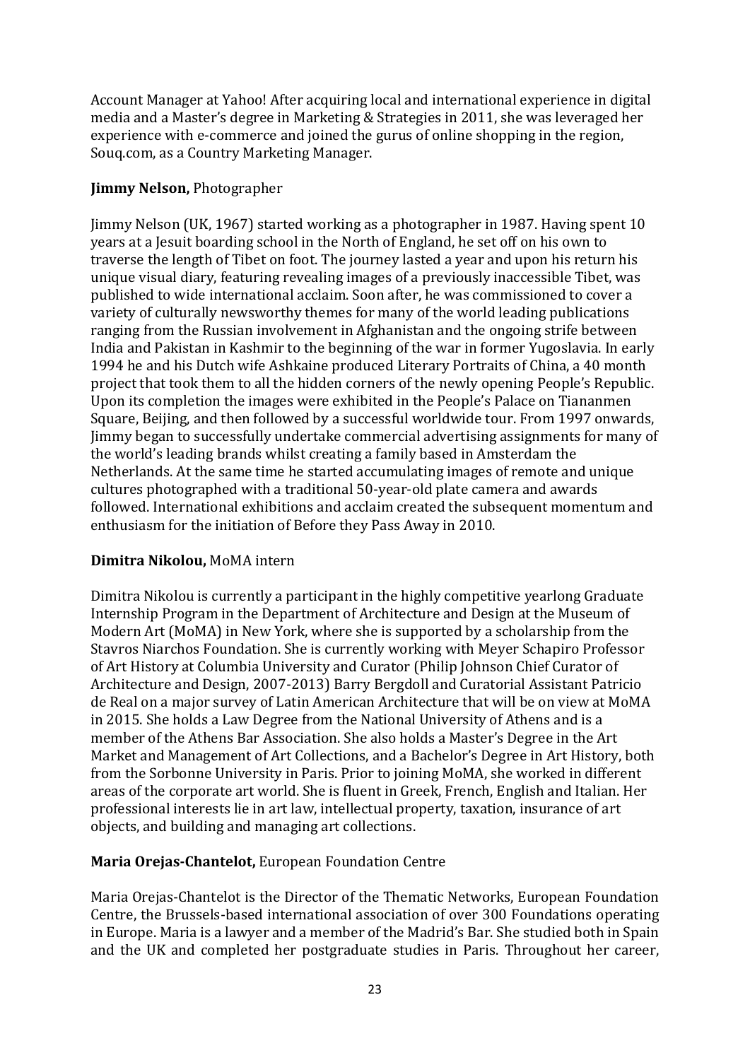Account Manager at Yahoo! After acquiring local and international experience in digital media and a Master's degree in Marketing & Strategies in 2011, she was leveraged her experience with e-commerce and joined the gurus of online shopping in the region, Souq.com, as a Country Marketing Manager.

**Jimmy Nelson,** Photographer

Jimmy Nelson (UK, 1967) started working as a photographer in 1987. Having spent 10 years at a Jesuit boarding school in the North of England, he set off on his own to traverse the length of Tibet on foot. The journey lasted a year and upon his return his unique visual diary, featuring revealing images of a previously inaccessible Tibet, was published to wide international acclaim. Soon after, he was commissioned to cover a variety of culturally newsworthy themes for many of the world leading publications ranging from the Russian involvement in Afghanistan and the ongoing strife between India and Pakistan in Kashmir to the beginning of the war in former Yugoslavia. In early 1994 he and his Dutch wife Ashkaine produced Literary Portraits of China, a 40 month project that took them to all the hidden corners of the newly opening People's Republic. Upon its completion the images were exhibited in the People's Palace on Tiananmen Square, Beijing, and then followed by a successful worldwide tour. From 1997 onwards, Jimmy began to successfully undertake commercial advertising assignments for many of the world's leading brands whilst creating a family based in Amsterdam the Netherlands. At the same time he started accumulating images of remote and unique cultures photographed with a traditional 50-year-old plate camera and awards followed. International exhibitions and acclaim created the subsequent momentum and enthusiasm for the initiation of Before they Pass Away in 2010.

**Dimitra Nikolou,** MoMA intern

Dimitra Nikolou is currently a participant in the highly competitive yearlong Graduate Internship Program in the Department of Architecture and Design at the Museum of Modern Art (MoMA) in New York, where she is supported by a scholarship from the Stavros Niarchos Foundation. She is currently working with Meyer Schapiro Professor of Art History at Columbia University and Curator (Philip Johnson Chief Curator of Architecture and Design, 2007-2013) Barry Bergdoll and Curatorial Assistant Patricio de Real on a major survey of Latin American Architecture that will be on view at MoMA in 2015. She holds a Law Degree from the National University of Athens and is a member of the Athens Bar Association. She also holds a Master's Degree in the Art Market and Management of Art Collections, and a Bachelor's Degree in Art History, both from the Sorbonne University in Paris. Prior to joining MoMA, she worked in different areas of the corporate art world. She is fluent in Greek, French, English and Italian. Her professional interests lie in art law, intellectual property, taxation, insurance of art objects, and building and managing art collections.

**Maria Orejas-Chantelot,** European Foundation Centre

Maria Orejas-Chantelot is the Director of the Thematic Networks, European Foundation Centre, the Brussels-based international association of over 300 Foundations operating in Europe. Maria is a lawyer and a member of the Madrid's Bar. She studied both in Spain and the UK and completed her postgraduate studies in Paris. Throughout her career,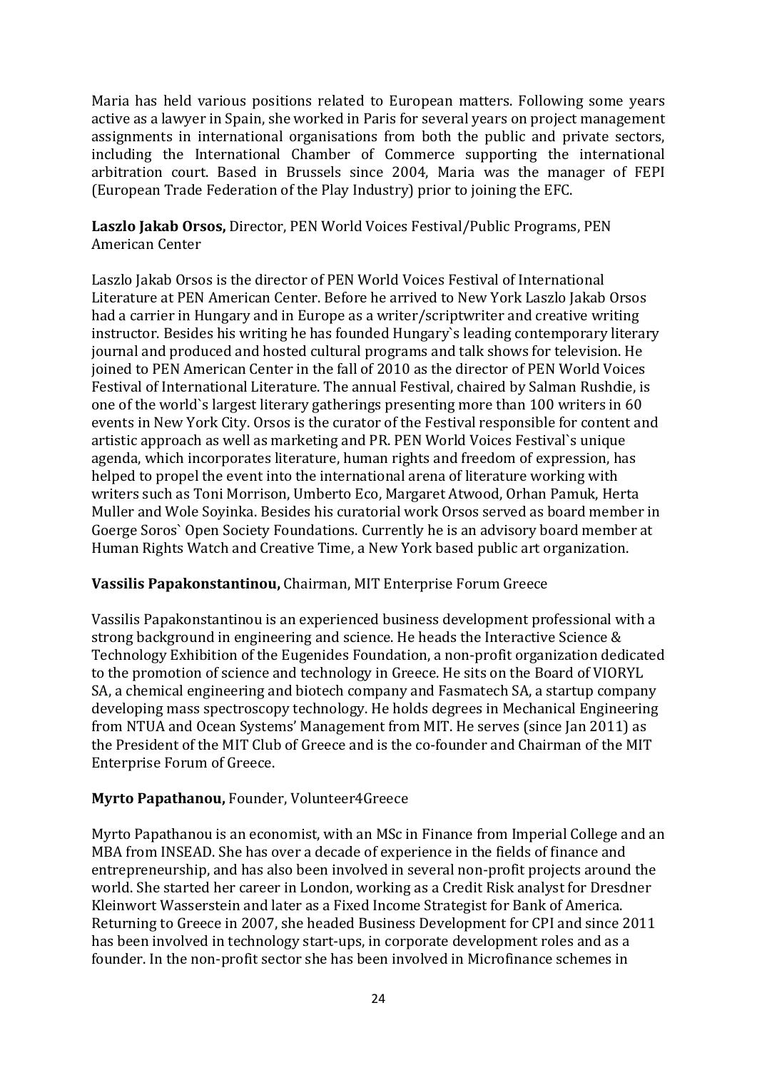Maria has held various positions related to European matters. Following some years active as a lawyer in Spain, she worked in Paris for several years on project management assignments in international organisations from both the public and private sectors, including the International Chamber of Commerce supporting the international arbitration court. Based in Brussels since 2004, Maria was the manager of FEPI (European Trade Federation of the Play Industry) prior to joining the EFC.

**Laszlo Jakab Orsos,** Director, PEN World Voices Festival/Public Programs, PEN American Center

Laszlo Jakab Orsos is the director of PEN World Voices Festival of International Literature at PEN American Center. Before he arrived to New York Laszlo Jakab Orsos had a carrier in Hungary and in Europe as a writer/scriptwriter and creative writing instructor. Besides his writing he has founded Hungary`s leading contemporary literary journal and produced and hosted cultural programs and talk shows for television. He joined to PEN American Center in the fall of 2010 as the director of PEN World Voices Festival of International Literature. The annual Festival, chaired by Salman Rushdie, is one of the world`s largest literary gatherings presenting more than 100 writers in 60 events in New York City. Orsos is the curator of the Festival responsible for content and artistic approach as well as marketing and PR. PEN World Voices Festival`s unique agenda, which incorporates literature, human rights and freedom of expression, has helped to propel the event into the international arena of literature working with writers such as Toni Morrison, Umberto Eco, Margaret Atwood, Orhan Pamuk, Herta Muller and Wole Soyinka. Besides his curatorial work Orsos served as board member in Goerge Soros` Open Society Foundations. Currently he is an advisory board member at Human Rights Watch and Creative Time, a New York based public art organization.

**Vassilis Papakonstantinou,** Chairman, MIT Enterprise Forum Greece

Vassilis Papakonstantinou is an experienced business development professional with a strong background in engineering and science. He heads the Interactive Science & Technology Exhibition of the Eugenides Foundation, a non-profit organization dedicated to the promotion of science and technology in Greece. He sits on the Board of VIORYL SA, a chemical engineering and biotech company and Fasmatech SA, a startup company developing mass spectroscopy technology. He holds degrees in Mechanical Engineering from NTUA and Ocean Systems' Management from MIT. He serves (since Jan 2011) as the President of the MIT Club of Greece and is the co-founder and Chairman of the MIT Enterprise Forum of Greece.

**Myrto Papathanou,** Founder, Volunteer4Greece

Myrto Papathanou is an economist, with an MSc in Finance from Imperial College and an MBA from INSEAD. She has over a decade of experience in the fields of finance and entrepreneurship, and has also been involved in several non-profit projects around the world. She started her career in London, working as a Credit Risk analyst for Dresdner Kleinwort Wasserstein and later as a Fixed Income Strategist for Bank of America. Returning to Greece in 2007, she headed Business Development for CPI and since 2011 has been involved in technology start-ups, in corporate development roles and as a founder. In the non-profit sector she has been involved in Microfinance schemes in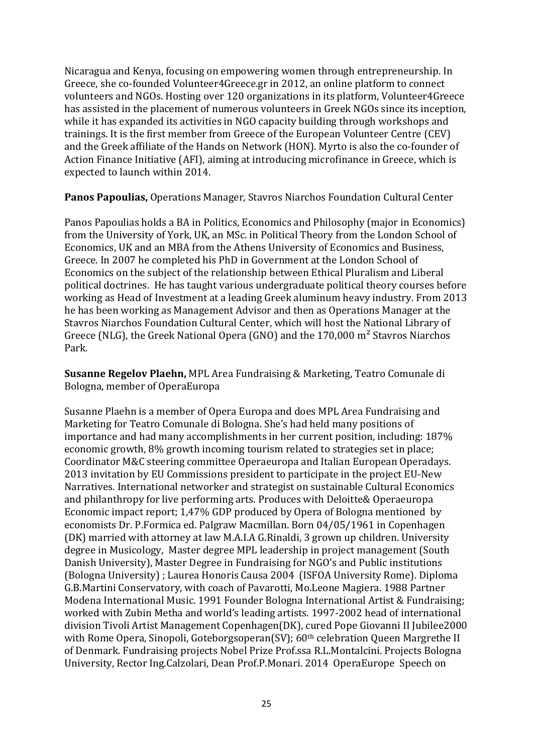Nicaragua and Kenya, focusing on empowering women through entrepreneurship. In Greece, she co-founded Volunteer4Greece.gr in 2012, an online platform to connect volunteers and NGOs. Hosting over 120 organizations in its platform, Volunteer4Greece has assisted in the placement of numerous volunteers in Greek NGOs since its inception, while it has expanded its activities in NGO capacity building through workshops and trainings. It is the first member from Greece of the European Volunteer Centre (CEV) and the Greek affiliate of the Hands on Network (HON). Myrto is also the co-founder of Action Finance Initiative (AFI), aiming at introducing microfinance in Greece, which is expected to launch within 2014.

**Panos Papoulias,** Operations Manager, Stavros Niarchos Foundation Cultural Center

Panos Papoulias holds a BA in Politics, Economics and Philosophy (major in Economics) from the University of York, UK, an MSc. in Political Theory from the London School of Economics, UK and an MBA from the Athens University of Economics and Business, Greece. In 2007 he completed his PhD in Government at the London School of Economics on the subject of the relationship between Ethical Pluralism and Liberal political doctrines. He has taught various undergraduate political theory courses before working as Head of Investment at a leading Greek aluminum heavy industry. From 2013 he has been working as Management Advisor and then as Operations Manager at the Stavros Niarchos Foundation Cultural Center, which will host the National Library of Greece (NLG), the Greek National Opera (GNO) and the 170,000 m² Stavros Niarchos Park.

**Susanne Regelov Plaehn,** MPL Area Fundraising & Marketing, Teatro Comunale di Bologna, member of OperaEuropa

Susanne Plaehn is a member of Opera Europa and does MPL Area Fundraising and Marketing for Teatro Comunale di Bologna. She's had held many positions of importance and had many accomplishments in her current position, including: 187% economic growth, 8% growth incoming tourism related to strategies set in place; Coordinator M&C steering committee Operaeuropa and Italian European Operadays. 2013 invitation by EU Commissions president to participate in the project EU-New Narratives. International networker and strategist on sustainable Cultural Economics and philanthropy for live performing arts. Produces with Deloitte& Operaeuropa Economic impact report; 1,47% GDP produced by Opera of Bologna mentioned by economists Dr. P.Formica ed. Palgraw Macmillan. Born 04/05/1961 in Copenhagen (DK) married with attorney at law M.A.I.A G.Rinaldi, 3 grown up children. University degree in Musicology, Master degree MPL leadership in project management (South Danish University), Master Degree in Fundraising for NGO's and Public institutions (Bologna University) ; Laurea Honoris Causa 2004 (ISFOA University Rome). Diploma G.B.Martini Conservatory, with coach of Pavarotti, Mo.Leone Magiera. 1988 Partner Modena International Music. 1991 Founder Bologna International Artist & Fundraising; worked with Zubin Metha and world's leading artists. 1997-2002 head of international division Tivoli Artist Management Copenhagen(DK), cured Pope Giovanni II Jubilee2000 with Rome Opera, Sinopoli, Goteborgsoperan(SV); 60th celebration Queen Margrethe II of Denmark. Fundraising projects Nobel Prize Prof.ssa R.L.Montalcini. Projects Bologna University, Rector Ing.Calzolari, Dean Prof.P.Monari. 2014 OperaEurope Speech on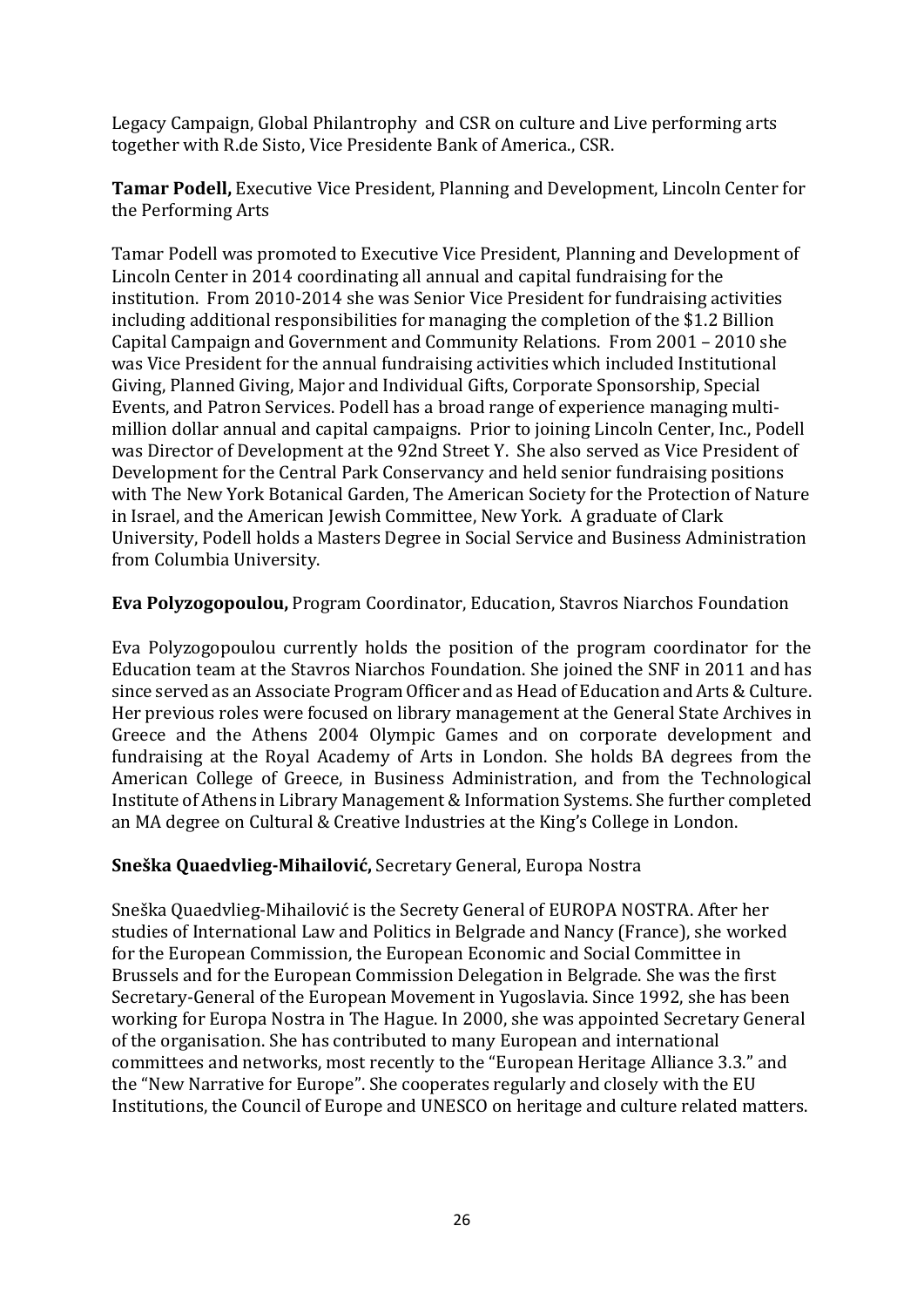Legacy Campaign, Global Philantrophy and CSR on culture and Live performing arts together with R.de Sisto, Vice Presidente Bank of America., CSR.

**Tamar Podell,** Executive Vice President, Planning and Development, Lincoln Center for the Performing Arts

Tamar Podell was promoted to Executive Vice President, Planning and Development of Lincoln Center in 2014 coordinating all annual and capital fundraising for the institution. From 2010-2014 she was Senior Vice President for fundraising activities including additional responsibilities for managing the completion of the $1.2 Billion Capital Campaign and Government and Community Relations. From 2001 – 2010 she was Vice President for the annual fundraising activities which included Institutional Giving, Planned Giving, Major and Individual Gifts, Corporate Sponsorship, Special Events, and Patron Services. Podell has a broad range of experience managing multi-million dollar annual and capital campaigns. Prior to joining Lincoln Center, Inc., Podell was Director of Development at the 92nd Street Y. She also served as Vice President of Development for the Central Park Conservancy and held senior fundraising positions with The New York Botanical Garden, The American Society for the Protection of Nature in Israel, and the American Jewish Committee, New York. A graduate of Clark University, Podell holds a Masters Degree in Social Service and Business Administration from Columbia University.

**Eva Polyzogopoulou,** Program Coordinator, Education, Stavros Niarchos Foundation

Eva Polyzogopoulou currently holds the position of the program coordinator for the Education team at the Stavros Niarchos Foundation. She joined the SNF in 2011 and has since served as an Associate Program Officer and as Head of Education and Arts & Culture. Her previous roles were focused on library management at the General State Archives in Greece and the Athens 2004 Olympic Games and on corporate development and fundraising at the Royal Academy of Arts in London. She holds BA degrees from the American College of Greece, in Business Administration, and from the Technological Institute of Athens in Library Management & Information Systems. She further completed an MA degree on Cultural & Creative Industries at the King's College in London.

**Sneška Quaedvlieg-Mihailović,** Secretary General, Europa Nostra

Sneška Quaedvlieg-Mihailović is the Secrety General of EUROPA NOSTRA. After her studies of International Law and Politics in Belgrade and Nancy (France), she worked for the European Commission, the European Economic and Social Committee in Brussels and for the European Commission Delegation in Belgrade. She was the first Secretary-General of the European Movement in Yugoslavia. Since 1992, she has been working for Europa Nostra in The Hague. In 2000, she was appointed Secretary General of the organisation. She has contributed to many European and international committees and networks, most recently to the "European Heritage Alliance 3.3." and the "New Narrative for Europe". She cooperates regularly and closely with the EU Institutions, the Council of Europe and UNESCO on heritage and culture related matters.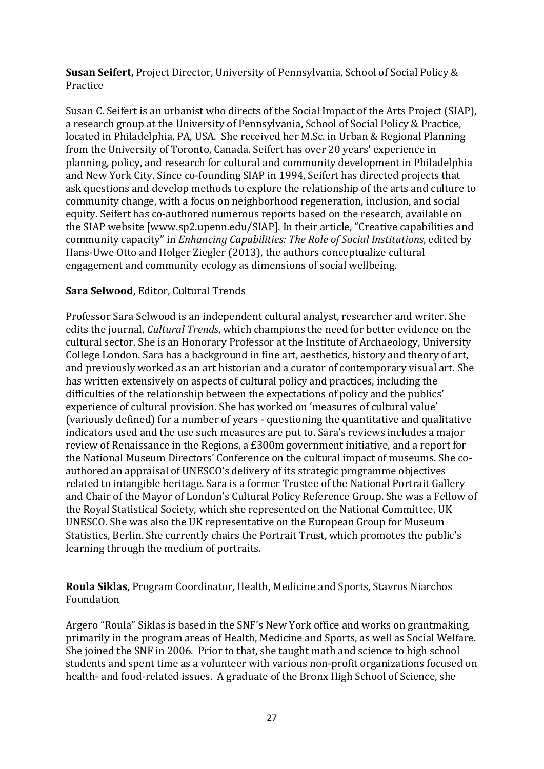**Susan Seifert,** Project Director, University of Pennsylvania, School of Social Policy & Practice

Susan C. Seifert is an urbanist who directs of the Social Impact of the Arts Project (SIAP), a research group at the University of Pennsylvania, School of Social Policy & Practice, located in Philadelphia, PA, USA. She received her M.Sc. in Urban & Regional Planning from the University of Toronto, Canada. Seifert has over 20 years' experience in planning, policy, and research for cultural and community development in Philadelphia and New York City. Since co-founding SIAP in 1994, Seifert has directed projects that ask questions and develop methods to explore the relationship of the arts and culture to community change, with a focus on neighborhood regeneration, inclusion, and social equity. Seifert has co-authored numerous reports based on the research, available on the SIAP website [www.sp2.upenn.edu/SIAP]. In their article, "Creative capabilities and community capacity" in *Enhancing Capabilities: The Role of Social Institutions*, edited by Hans-Uwe Otto and Holger Ziegler (2013), the authors conceptualize cultural engagement and community ecology as dimensions of social wellbeing.

**Sara Selwood,** Editor, Cultural Trends

Professor Sara Selwood is an independent cultural analyst, researcher and writer. She edits the journal, *Cultural Trends*, which champions the need for better evidence on the cultural sector. She is an Honorary Professor at the Institute of Archaeology, University College London. Sara has a background in fine art, aesthetics, history and theory of art, and previously worked as an art historian and a curator of contemporary visual art. She has written extensively on aspects of cultural policy and practices, including the difficulties of the relationship between the expectations of policy and the publics' experience of cultural provision. She has worked on 'measures of cultural value' (variously defined) for a number of years - questioning the quantitative and qualitative indicators used and the use such measures are put to. Sara's reviews includes a major review of Renaissance in the Regions, a £300m government initiative, and a report for the National Museum Directors' Conference on the cultural impact of museums. She co-authored an appraisal of UNESCO's delivery of its strategic programme objectives related to intangible heritage. Sara is a former Trustee of the National Portrait Gallery and Chair of the Mayor of London's Cultural Policy Reference Group. She was a Fellow of the Royal Statistical Society, which she represented on the National Committee, UK UNESCO. She was also the UK representative on the European Group for Museum Statistics, Berlin. She currently chairs the Portrait Trust, which promotes the public's learning through the medium of portraits.

**Roula Siklas,** Program Coordinator, Health, Medicine and Sports, Stavros Niarchos Foundation

Argero "Roula" Siklas is based in the SNF's New York office and works on grantmaking, primarily in the program areas of Health, Medicine and Sports, as well as Social Welfare. She joined the SNF in 2006. Prior to that, she taught math and science to high school students and spent time as a volunteer with various non-profit organizations focused on health- and food-related issues. A graduate of the Bronx High School of Science, she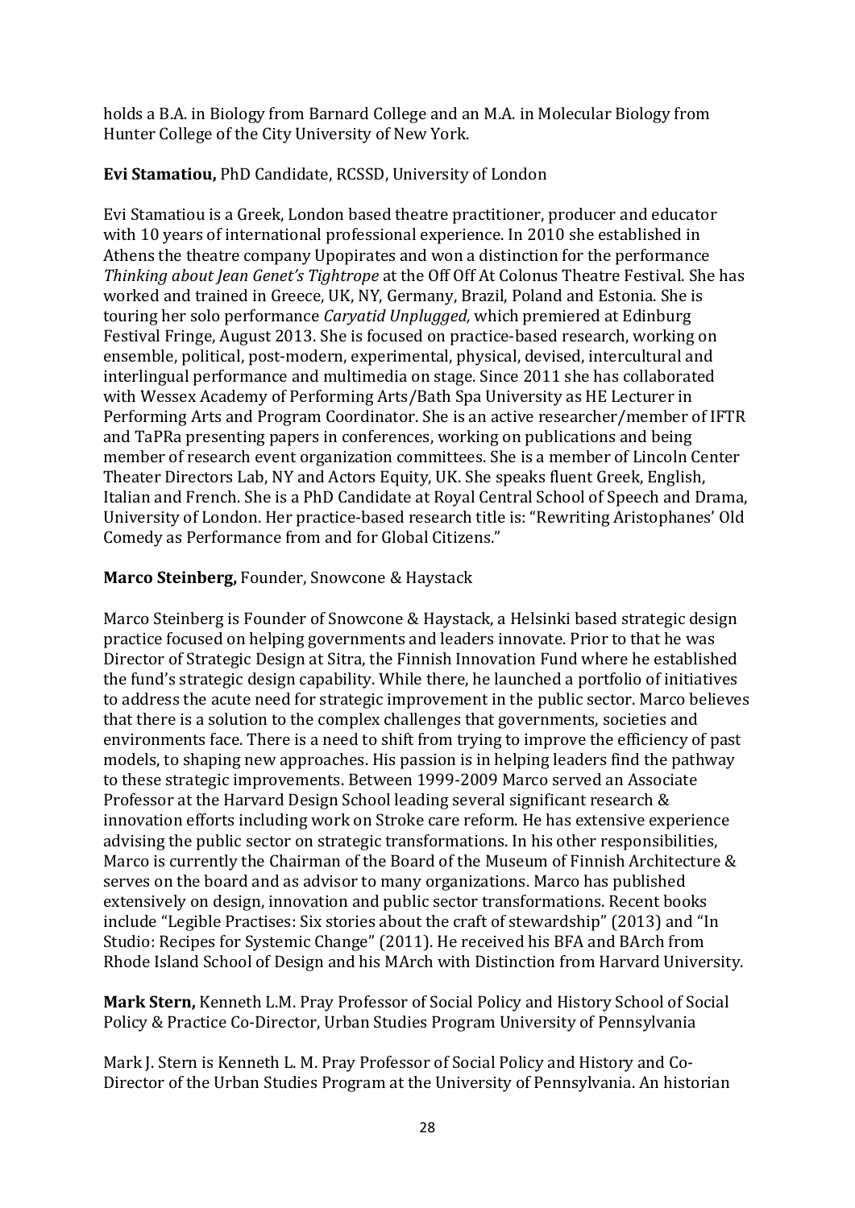holds a B.A. in Biology from Barnard College and an M.A. in Molecular Biology from Hunter College of the City University of New York.

**Evi Stamatiou,** PhD Candidate, RCSSD, University of London

Evi Stamatiou is a Greek, London based theatre practitioner, producer and educator with 10 years of international professional experience. In 2010 she established in Athens the theatre company Upopirates and won a distinction for the performance *Thinking about Jean Genet's Tightrope* at the Off Off At Colonus Theatre Festival. She has worked and trained in Greece, UK, NY, Germany, Brazil, Poland and Estonia. She is touring her solo performance *Caryatid Unplugged,* which premiered at Edinburg Festival Fringe, August 2013. She is focused on practice-based research, working on ensemble, political, post-modern, experimental, physical, devised, intercultural and interlingual performance and multimedia on stage. Since 2011 she has collaborated with Wessex Academy of Performing Arts/Bath Spa University as HE Lecturer in Performing Arts and Program Coordinator. She is an active researcher/member of IFTR and TaPRa presenting papers in conferences, working on publications and being member of research event organization committees. She is a member of Lincoln Center Theater Directors Lab, NY and Actors Equity, UK. She speaks fluent Greek, English, Italian and French. She is a PhD Candidate at Royal Central School of Speech and Drama, University of London. Her practice-based research title is: "Rewriting Aristophanes' Old Comedy as Performance from and for Global Citizens."

**Marco Steinberg,** Founder, Snowcone & Haystack

Marco Steinberg is Founder of Snowcone & Haystack, a Helsinki based strategic design practice focused on helping governments and leaders innovate. Prior to that he was Director of Strategic Design at Sitra, the Finnish Innovation Fund where he established the fund's strategic design capability. While there, he launched a portfolio of initiatives to address the acute need for strategic improvement in the public sector. Marco believes that there is a solution to the complex challenges that governments, societies and environments face. There is a need to shift from trying to improve the efficiency of past models, to shaping new approaches. His passion is in helping leaders find the pathway to these strategic improvements. Between 1999-2009 Marco served an Associate Professor at the Harvard Design School leading several significant research & innovation efforts including work on Stroke care reform. He has extensive experience advising the public sector on strategic transformations. In his other responsibilities, Marco is currently the Chairman of the Board of the Museum of Finnish Architecture & serves on the board and as advisor to many organizations. Marco has published extensively on design, innovation and public sector transformations. Recent books include "Legible Practises: Six stories about the craft of stewardship" (2013) and "In Studio: Recipes for Systemic Change" (2011). He received his BFA and BArch from Rhode Island School of Design and his MArch with Distinction from Harvard University.

**Mark Stern,** Kenneth L.M. Pray Professor of Social Policy and History School of Social Policy & Practice Co-Director, Urban Studies Program University of Pennsylvania

Mark J. Stern is Kenneth L. M. Pray Professor of Social Policy and History and Co-Director of the Urban Studies Program at the University of Pennsylvania. An historian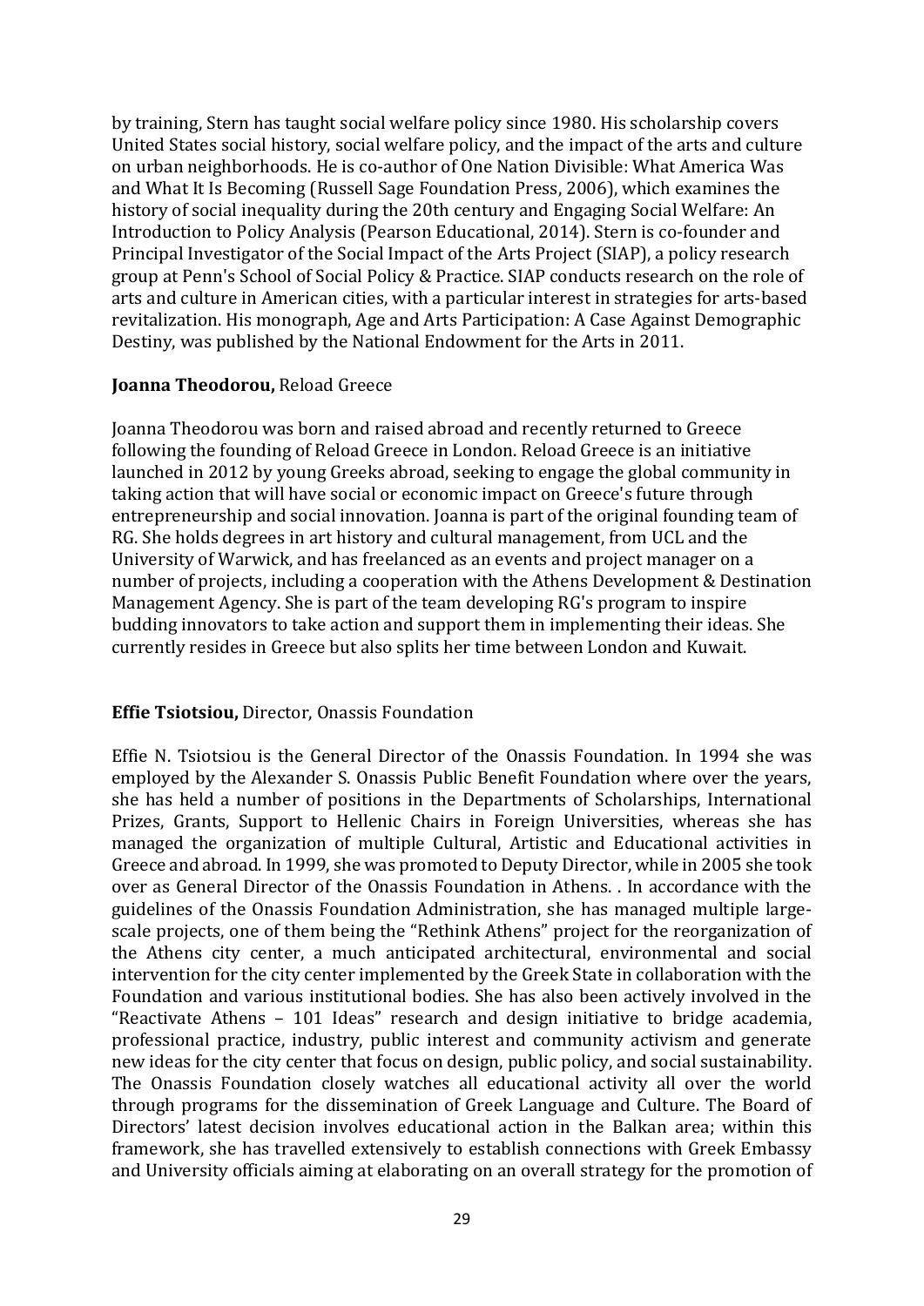by training, Stern has taught social welfare policy since 1980. His scholarship covers United States social history, social welfare policy, and the impact of the arts and culture on urban neighborhoods. He is co-author of One Nation Divisible: What America Was and What It Is Becoming (Russell Sage Foundation Press, 2006), which examines the history of social inequality during the 20th century and Engaging Social Welfare: An Introduction to Policy Analysis (Pearson Educational, 2014). Stern is co-founder and Principal Investigator of the Social Impact of the Arts Project (SIAP), a policy research group at Penn's School of Social Policy & Practice. SIAP conducts research on the role of arts and culture in American cities, with a particular interest in strategies for arts-based revitalization. His monograph, Age and Arts Participation: A Case Against Demographic Destiny, was published by the National Endowment for the Arts in 2011.

**Joanna Theodorou,** Reload Greece

Joanna Theodorou was born and raised abroad and recently returned to Greece following the founding of Reload Greece in London. Reload Greece is an initiative launched in 2012 by young Greeks abroad, seeking to engage the global community in taking action that will have social or economic impact on Greece's future through entrepreneurship and social innovation. Joanna is part of the original founding team of RG. She holds degrees in art history and cultural management, from UCL and the University of Warwick, and has freelanced as an events and project manager on a number of projects, including a cooperation with the Athens Development & Destination Management Agency. She is part of the team developing RG's program to inspire budding innovators to take action and support them in implementing their ideas. She currently resides in Greece but also splits her time between London and Kuwait.

**Effie Tsiotsiou,** Director, Onassis Foundation

Effie N. Tsiotsiou is the General Director of the Onassis Foundation. In 1994 she was employed by the Alexander S. Onassis Public Benefit Foundation where over the years, she has held a number of positions in the Departments of Scholarships, International Prizes, Grants, Support to Hellenic Chairs in Foreign Universities, whereas she has managed the organization of multiple Cultural, Artistic and Educational activities in Greece and abroad. In 1999, she was promoted to Deputy Director, while in 2005 she took over as General Director of the Onassis Foundation in Athens. . In accordance with the guidelines of the Onassis Foundation Administration, she has managed multiple large-scale projects, one of them being the "Rethink Athens" project for the reorganization of the Athens city center, a much anticipated architectural, environmental and social intervention for the city center implemented by the Greek State in collaboration with the Foundation and various institutional bodies. She has also been actively involved in the "Reactivate Athens – 101 Ideas" research and design initiative to bridge academia, professional practice, industry, public interest and community activism and generate new ideas for the city center that focus on design, public policy, and social sustainability. The Onassis Foundation closely watches all educational activity all over the world through programs for the dissemination of Greek Language and Culture. The Board of Directors' latest decision involves educational action in the Balkan area; within this framework, she has travelled extensively to establish connections with Greek Embassy and University officials aiming at elaborating on an overall strategy for the promotion of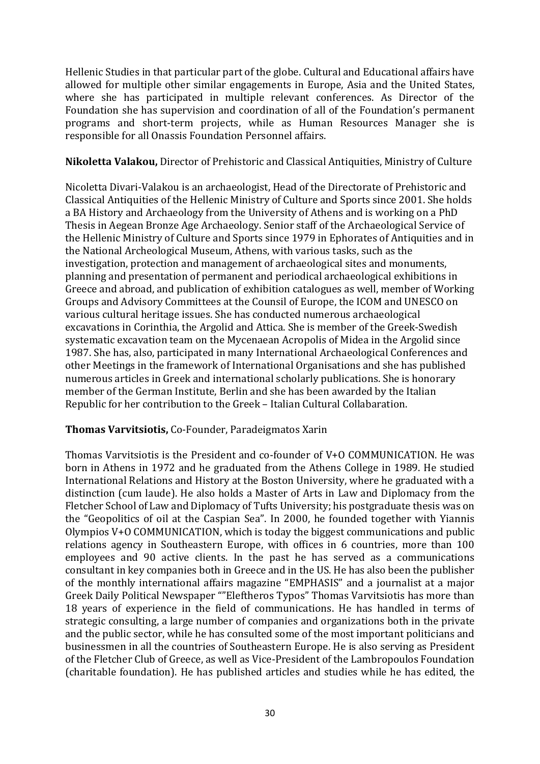Hellenic Studies in that particular part of the globe. Cultural and Educational affairs have allowed for multiple other similar engagements in Europe, Asia and the United States, where she has participated in multiple relevant conferences. As Director of the Foundation she has supervision and coordination of all of the Foundation's permanent programs and short-term projects, while as Human Resources Manager she is responsible for all Onassis Foundation Personnel affairs.

**Nikoletta Valakou,** Director of Prehistoric and Classical Antiquities, Ministry of Culture

Nicoletta Divari-Valakou is an archaeologist, Head of the Directorate of Prehistoric and Classical Antiquities of the Hellenic Ministry of Culture and Sports since 2001. She holds a BA History and Archaeology from the University of Athens and is working on a PhD Thesis in Aegean Bronze Age Archaeology. Senior staff of the Archaeological Service of the Hellenic Ministry of Culture and Sports since 1979 in Ephorates of Antiquities and in the National Archeological Museum, Athens, with various tasks, such as the investigation, protection and management of archaeological sites and monuments, planning and presentation of permanent and periodical archaeological exhibitions in Greece and abroad, and publication of exhibition catalogues as well, member of Working Groups and Advisory Committees at the Counsil of Europe, the ICOM and UNESCO on various cultural heritage issues. She has conducted numerous archaeological excavations in Corinthia, the Argolid and Attica. She is member of the Greek-Swedish systematic excavation team on the Mycenaean Acropolis of Midea in the Argolid since 1987. She has, also, participated in many International Archaeological Conferences and other Meetings in the framework of International Organisations and she has published numerous articles in Greek and international scholarly publications. She is honorary member of the German Institute, Berlin and she has been awarded by the Italian Republic for her contribution to the Greek – Italian Cultural Collabaration.

**Thomas Varvitsiotis,** Co-Founder, Paradeigmatos Xarin

Thomas Varvitsiotis is the President and co-founder of V+O COMMUNICATION. He was born in Athens in 1972 and he graduated from the Athens College in 1989. He studied International Relations and History at the Boston University, where he graduated with a distinction (cum laude). He also holds a Master of Arts in Law and Diplomacy from the Fletcher School of Law and Diplomacy of Tufts University; his postgraduate thesis was on the "Geopolitics of oil at the Caspian Sea". In 2000, he founded together with Yiannis Olympios V+O COMMUNICATION, which is today the biggest communications and public relations agency in Southeastern Europe, with offices in 6 countries, more than 100 employees and 90 active clients. In the past he has served as a communications consultant in key companies both in Greece and in the US. He has also been the publisher of the monthly international affairs magazine "EMPHASIS" and a journalist at a major Greek Daily Political Newspaper ""Eleftheros Typos" Thomas Varvitsiotis has more than 18 years of experience in the field of communications. He has handled in terms of strategic consulting, a large number of companies and organizations both in the private and the public sector, while he has consulted some of the most important politicians and businessmen in all the countries of Southeastern Europe. He is also serving as President of the Fletcher Club of Greece, as well as Vice-President of the Lambropoulos Foundation (charitable foundation). He has published articles and studies while he has edited, the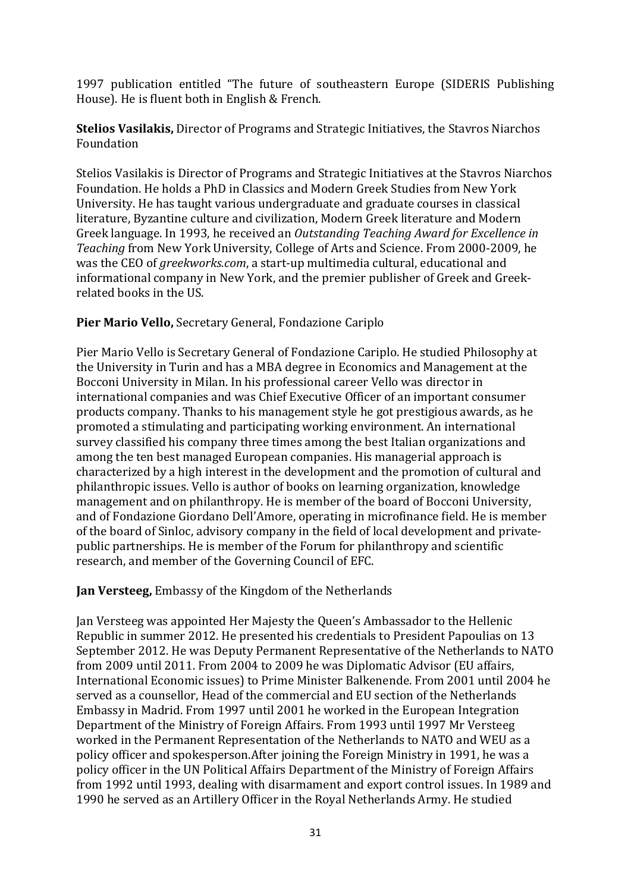1997 publication entitled "The future of southeastern Europe (SIDERIS Publishing House). He is fluent both in English & French.

**Stelios Vasilakis,** Director of Programs and Strategic Initiatives, the Stavros Niarchos Foundation

Stelios Vasilakis is Director of Programs and Strategic Initiatives at the Stavros Niarchos Foundation. He holds a PhD in Classics and Modern Greek Studies from New York University. He has taught various undergraduate and graduate courses in classical literature, Byzantine culture and civilization, Modern Greek literature and Modern Greek language. In 1993, he received an *Outstanding Teaching Award for Excellence in Teaching* from New York University, College of Arts and Science. From 2000-2009, he was the CEO of *greekworks.com*, a start-up multimedia cultural, educational and informational company in New York, and the premier publisher of Greek and Greek-related books in the US.

**Pier Mario Vello,** Secretary General, Fondazione Cariplo

Pier Mario Vello is Secretary General of Fondazione Cariplo. He studied Philosophy at the University in Turin and has a MBA degree in Economics and Management at the Bocconi University in Milan. In his professional career Vello was director in international companies and was Chief Executive Officer of an important consumer products company. Thanks to his management style he got prestigious awards, as he promoted a stimulating and participating working environment. An international survey classified his company three times among the best Italian organizations and among the ten best managed European companies. His managerial approach is characterized by a high interest in the development and the promotion of cultural and philanthropic issues. Vello is author of books on learning organization, knowledge management and on philanthropy. He is member of the board of Bocconi University, and of Fondazione Giordano Dell'Amore, operating in microfinance field. He is member of the board of Sinloc, advisory company in the field of local development and private-public partnerships. He is member of the Forum for philanthropy and scientific research, and member of the Governing Council of EFC.

**Jan Versteeg,** Embassy of the Kingdom of the Netherlands

Jan Versteeg was appointed Her Majesty the Queen's Ambassador to the Hellenic Republic in summer 2012. He presented his credentials to President Papoulias on 13 September 2012. He was Deputy Permanent Representative of the Netherlands to NATO from 2009 until 2011. From 2004 to 2009 he was Diplomatic Advisor (EU affairs, International Economic issues) to Prime Minister Balkenende. From 2001 until 2004 he served as a counsellor, Head of the commercial and EU section of the Netherlands Embassy in Madrid. From 1997 until 2001 he worked in the European Integration Department of the Ministry of Foreign Affairs. From 1993 until 1997 Mr Versteeg worked in the Permanent Representation of the Netherlands to NATO and WEU as a policy officer and spokesperson.After joining the Foreign Ministry in 1991, he was a policy officer in the UN Political Affairs Department of the Ministry of Foreign Affairs from 1992 until 1993, dealing with disarmament and export control issues. In 1989 and 1990 he served as an Artillery Officer in the Royal Netherlands Army. He studied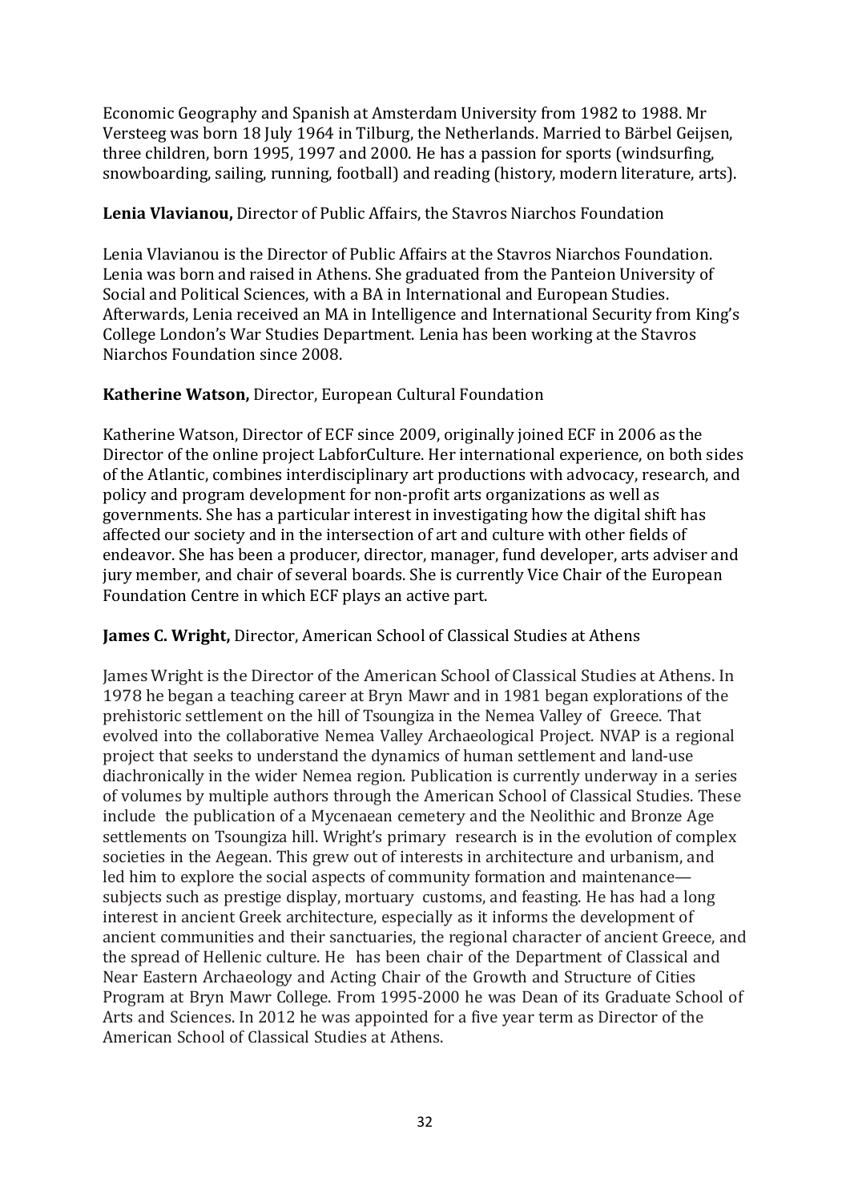Economic Geography and Spanish at Amsterdam University from 1982 to 1988. Mr Versteeg was born 18 July 1964 in Tilburg, the Netherlands. Married to Bärbel Geijsen, three children, born 1995, 1997 and 2000. He has a passion for sports (windsurfing, snowboarding, sailing, running, football) and reading (history, modern literature, arts).

**Lenia Vlavianou,** Director of Public Affairs, the Stavros Niarchos Foundation

Lenia Vlavianou is the Director of Public Affairs at the Stavros Niarchos Foundation. Lenia was born and raised in Athens. She graduated from the Panteion University of Social and Political Sciences, with a BA in International and European Studies. Afterwards, Lenia received an MA in Intelligence and International Security from King's College London's War Studies Department. Lenia has been working at the Stavros Niarchos Foundation since 2008.

**Katherine Watson,** Director, European Cultural Foundation

Katherine Watson, Director of ECF since 2009, originally joined ECF in 2006 as the Director of the online project LabforCulture. Her international experience, on both sides of the Atlantic, combines interdisciplinary art productions with advocacy, research, and policy and program development for non-profit arts organizations as well as governments. She has a particular interest in investigating how the digital shift has affected our society and in the intersection of art and culture with other fields of endeavor. She has been a producer, director, manager, fund developer, arts adviser and jury member, and chair of several boards. She is currently Vice Chair of the European Foundation Centre in which ECF plays an active part.

**James C. Wright,** Director, American School of Classical Studies at Athens

James Wright is the Director of the American School of Classical Studies at Athens. In 1978 he began a teaching career at Bryn Mawr and in 1981 began explorations of the prehistoric settlement on the hill of Tsoungiza in the Nemea Valley of Greece. That evolved into the collaborative Nemea Valley Archaeological Project. NVAP is a regional project that seeks to understand the dynamics of human settlement and land-use diachronically in the wider Nemea region. Publication is currently underway in a series of volumes by multiple authors through the American School of Classical Studies. These include the publication of a Mycenaean cemetery and the Neolithic and Bronze Age settlements on Tsoungiza hill. Wright's primary research is in the evolution of complex societies in the Aegean. This grew out of interests in architecture and urbanism, and led him to explore the social aspects of community formation and maintenance—subjects such as prestige display, mortuary customs, and feasting. He has had a long interest in ancient Greek architecture, especially as it informs the development of ancient communities and their sanctuaries, the regional character of ancient Greece, and the spread of Hellenic culture. He has been chair of the Department of Classical and Near Eastern Archaeology and Acting Chair of the Growth and Structure of Cities Program at Bryn Mawr College. From 1995-2000 he was Dean of its Graduate School of Arts and Sciences. In 2012 he was appointed for a five year term as Director of the American School of Classical Studies at Athens.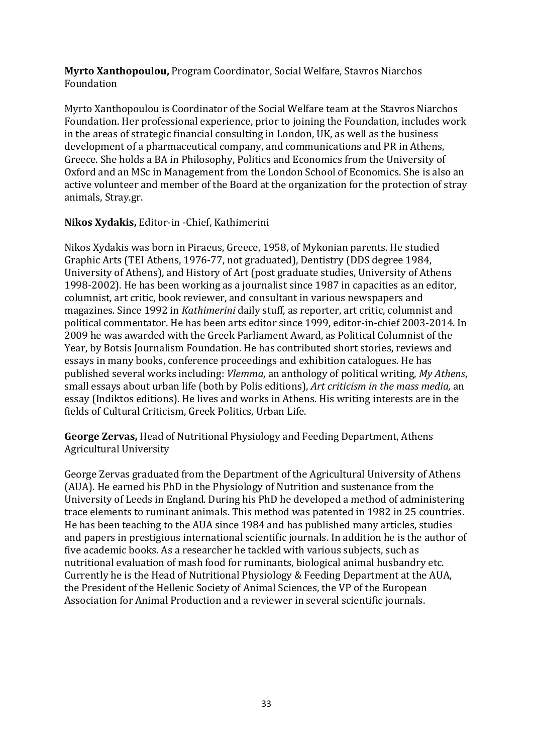**Myrto Xanthopoulou,** Program Coordinator, Social Welfare, Stavros Niarchos Foundation

Myrto Xanthopoulou is Coordinator of the Social Welfare team at the Stavros Niarchos Foundation. Her professional experience, prior to joining the Foundation, includes work in the areas of strategic financial consulting in London, UK, as well as the business development of a pharmaceutical company, and communications and PR in Athens, Greece. She holds a BA in Philosophy, Politics and Economics from the University of Oxford and an MSc in Management from the London School of Economics. She is also an active volunteer and member of the Board at the organization for the protection of stray animals, Stray.gr.

**Nikos Xydakis,** Editor-in -Chief, Kathimerini

Nikos Xydakis was born in Piraeus, Greece, 1958, of Mykonian parents. He studied Graphic Arts (TEI Athens, 1976-77, not graduated), Dentistry (DDS degree 1984, University of Athens), and History of Art (post graduate studies, University of Athens 1998-2002). He has been working as a journalist since 1987 in capacities as an editor, columnist, art critic, book reviewer, and consultant in various newspapers and magazines. Since 1992 in *Kathimerini* daily stuff, as reporter, art critic, columnist and political commentator. He has been arts editor since 1999, editor-in-chief 2003-2014. In 2009 he was awarded with the Greek Parliament Award, as Political Columnist of the Year, by Botsis Journalism Foundation. He has contributed short stories, reviews and essays in many books, conference proceedings and exhibition catalogues. He has published several works including: *Vlemma*, an anthology of political writing, *My Athens*, small essays about urban life (both by Polis editions), *Art criticism in the mass media,* an essay (Indiktos editions). He lives and works in Athens. His writing interests are in the fields of Cultural Criticism, Greek Politics, Urban Life.

**George Zervas,** Head of Nutritional Physiology and Feeding Department, Athens Agricultural University

George Zervas graduated from the Department of the Agricultural University of Athens (AUA). He earned his PhD in the Physiology of Nutrition and sustenance from the University of Leeds in England. During his PhD he developed a method of administering trace elements to ruminant animals. This method was patented in 1982 in 25 countries. He has been teaching to the AUA since 1984 and has published many articles, studies and papers in prestigious international scientific journals. In addition he is the author of five academic books. As a researcher he tackled with various subjects, such as nutritional evaluation of mash food for ruminants, biological animal husbandry etc. Currently he is the Head of Nutritional Physiology & Feeding Department at the AUA, the President of the Hellenic Society of Animal Sciences, the VP of the European Association for Animal Production and a reviewer in several scientific journals.